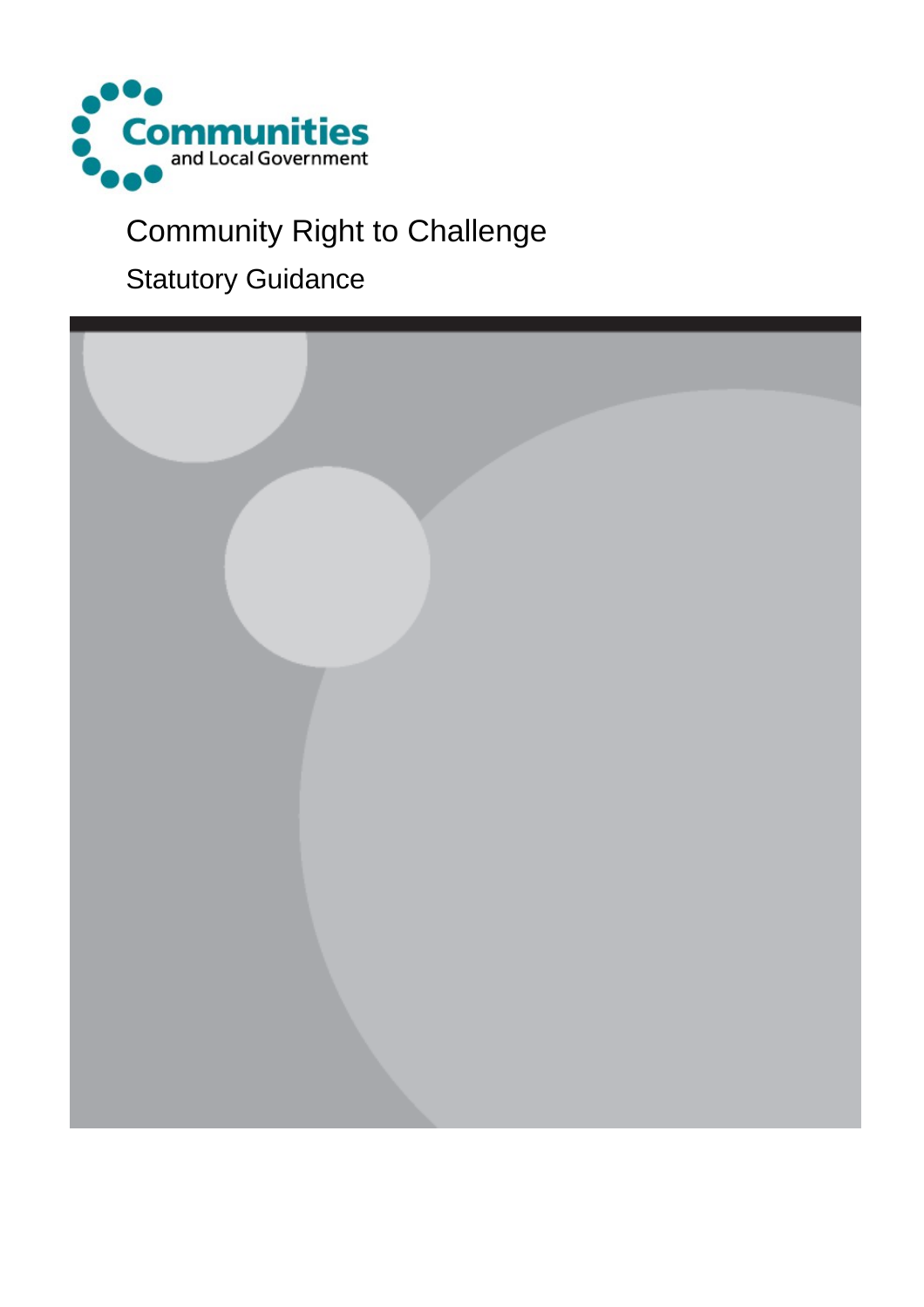Communities and Local Government

# Community Right to Challenge

## Statutory Guidance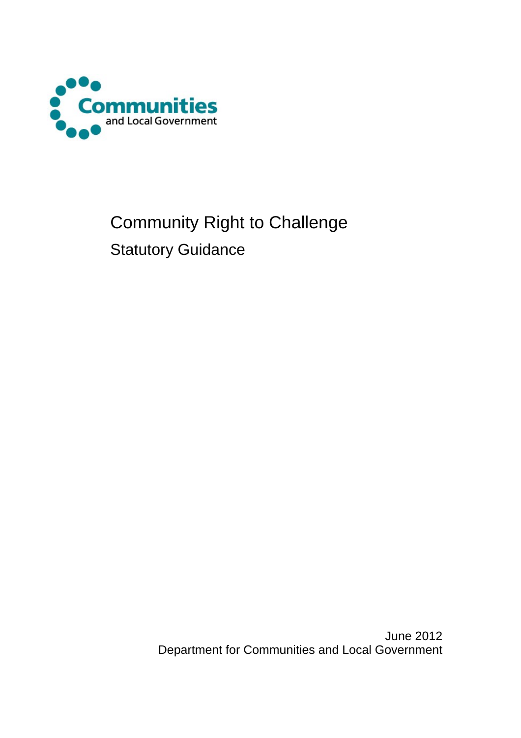Communities and Local Government

# Community Right to Challenge

## Statutory Guidance

June 2012
Department for Communities and Local Government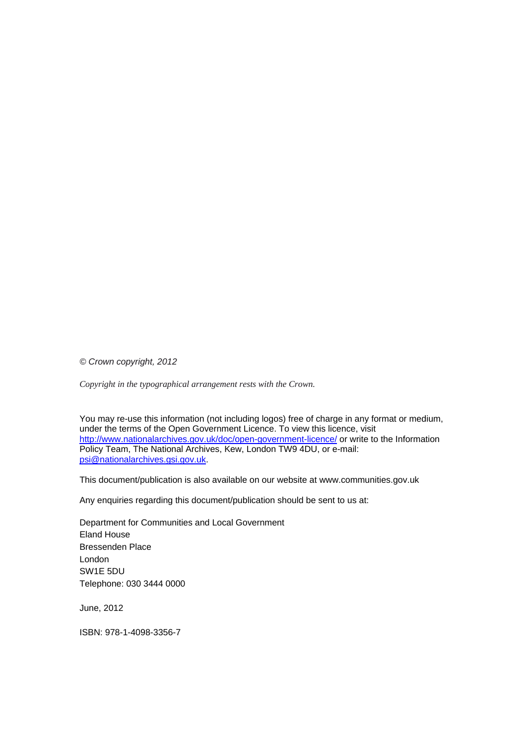*© Crown copyright, 2012*

*Copyright in the typographical arrangement rests with the Crown.*

You may re-use this information (not including logos) free of charge in any format or medium, under the terms of the Open Government Licence. To view this licence, visit http://www.nationalarchives.gov.uk/doc/open-government-licence/ or write to the Information Policy Team, The National Archives, Kew, London TW9 4DU, or e-mail: psi@nationalarchives.gsi.gov.uk.

This document/publication is also available on our website at www.communities.gov.uk

Any enquiries regarding this document/publication should be sent to us at:

Department for Communities and Local Government
Eland House
Bressenden Place
London
SW1E 5DU
Telephone: 030 3444 0000

June, 2012

ISBN: 978-1-4098-3356-7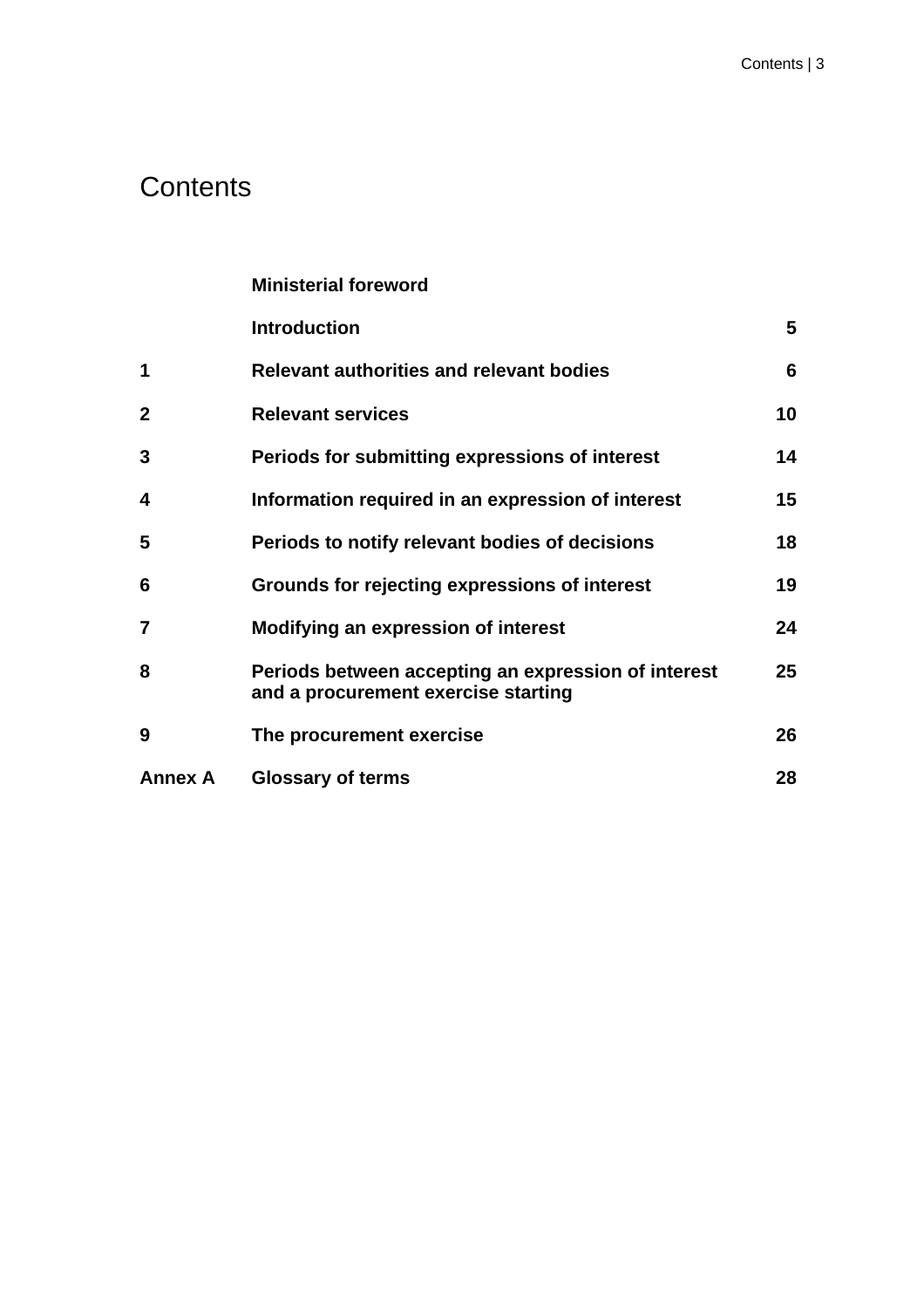# Contents

| | | |
|---|---|---|
| | **Ministerial foreword** | |
| | **Introduction** | **5** |
| **1** | **Relevant authorities and relevant bodies** | **6** |
| **2** | **Relevant services** | **10** |
| **3** | **Periods for submitting expressions of interest** | **14** |
| **4** | **Information required in an expression of interest** | **15** |
| **5** | **Periods to notify relevant bodies of decisions** | **18** |
| **6** | **Grounds for rejecting expressions of interest** | **19** |
| **7** | **Modifying an expression of interest** | **24** |
| **8** | **Periods between accepting an expression of interest and a procurement exercise starting** | **25** |
| **9** | **The procurement exercise** | **26** |
| **Annex A** | **Glossary of terms** | **28** |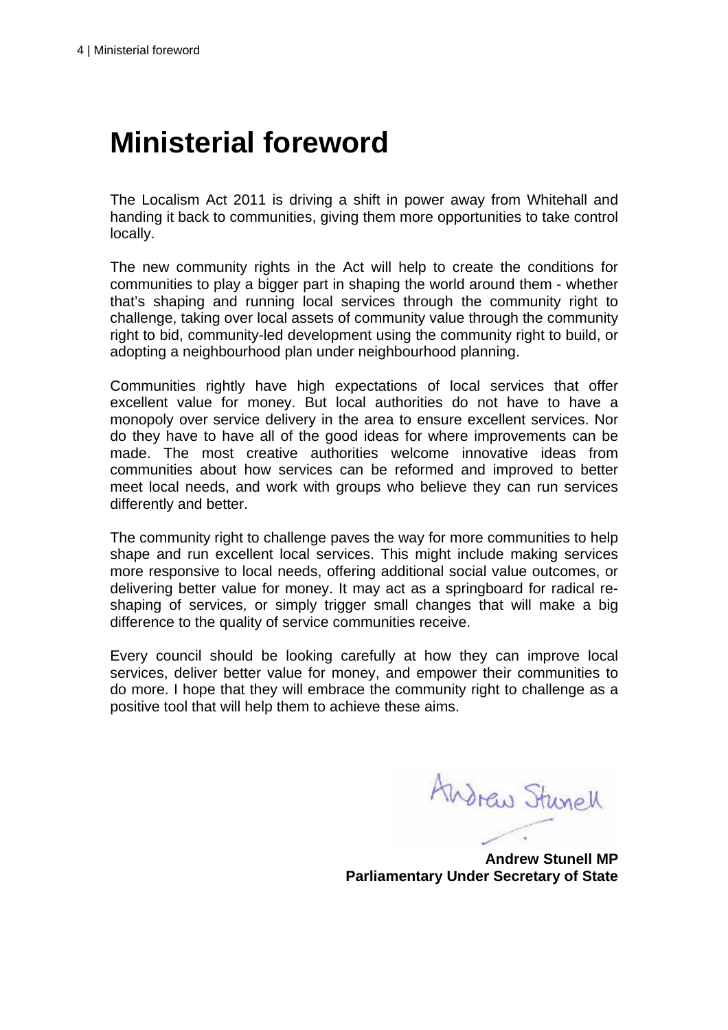# Ministerial foreword

The Localism Act 2011 is driving a shift in power away from Whitehall and handing it back to communities, giving them more opportunities to take control locally.

The new community rights in the Act will help to create the conditions for communities to play a bigger part in shaping the world around them - whether that's shaping and running local services through the community right to challenge, taking over local assets of community value through the community right to bid, community-led development using the community right to build, or adopting a neighbourhood plan under neighbourhood planning.

Communities rightly have high expectations of local services that offer excellent value for money. But local authorities do not have to have a monopoly over service delivery in the area to ensure excellent services. Nor do they have to have all of the good ideas for where improvements can be made. The most creative authorities welcome innovative ideas from communities about how services can be reformed and improved to better meet local needs, and work with groups who believe they can run services differently and better.

The community right to challenge paves the way for more communities to help shape and run excellent local services. This might include making services more responsive to local needs, offering additional social value outcomes, or delivering better value for money. It may act as a springboard for radical re-shaping of services, or simply trigger small changes that will make a big difference to the quality of service communities receive.

Every council should be looking carefully at how they can improve local services, deliver better value for money, and empower their communities to do more. I hope that they will embrace the community right to challenge as a positive tool that will help them to achieve these aims.

Andrew Stunell

**Andrew Stunell MP**
**Parliamentary Under Secretary of State**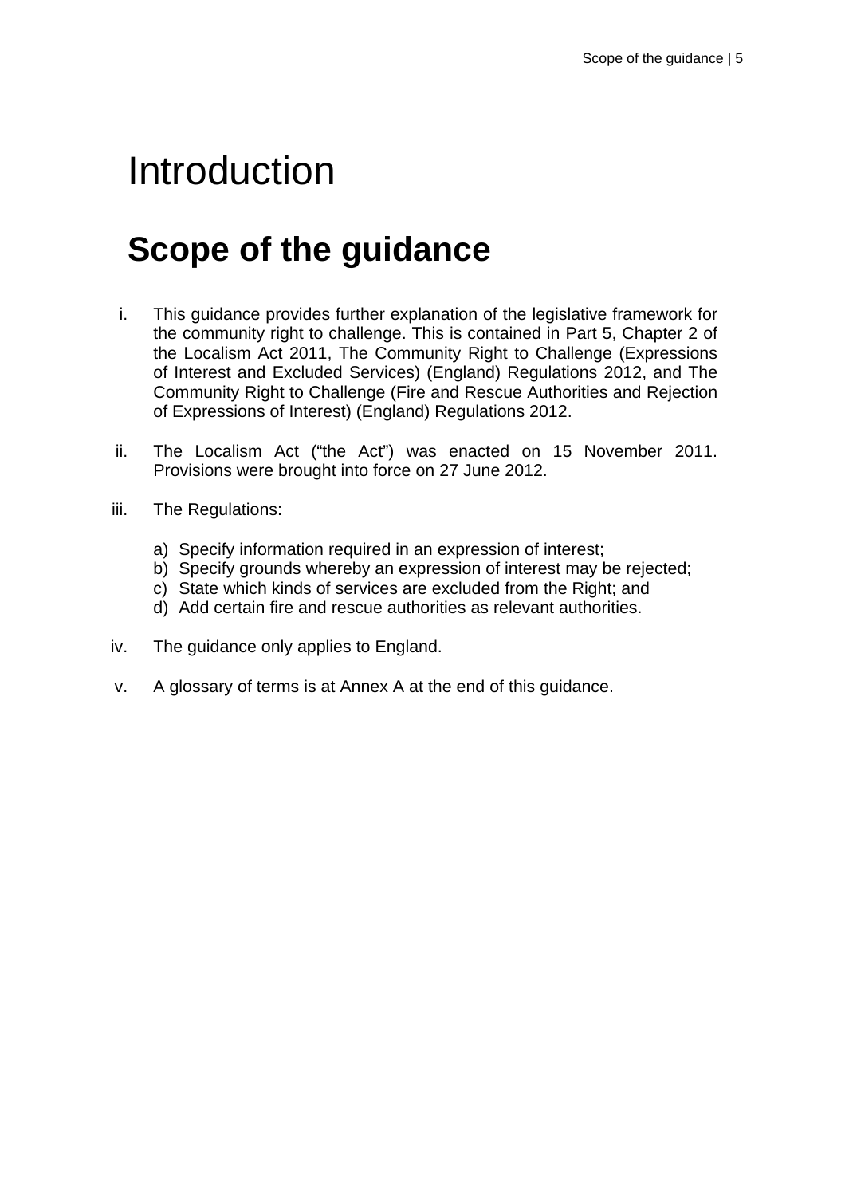# Introduction

## Scope of the guidance

i. This guidance provides further explanation of the legislative framework for the community right to challenge. This is contained in Part 5, Chapter 2 of the Localism Act 2011, The Community Right to Challenge (Expressions of Interest and Excluded Services) (England) Regulations 2012, and The Community Right to Challenge (Fire and Rescue Authorities and Rejection of Expressions of Interest) (England) Regulations 2012.

ii. The Localism Act ("the Act") was enacted on 15 November 2011. Provisions were brought into force on 27 June 2012.

iii. The Regulations:

   a) Specify information required in an expression of interest;
   b) Specify grounds whereby an expression of interest may be rejected;
   c) State which kinds of services are excluded from the Right; and
   d) Add certain fire and rescue authorities as relevant authorities.

iv. The guidance only applies to England.

v. A glossary of terms is at Annex A at the end of this guidance.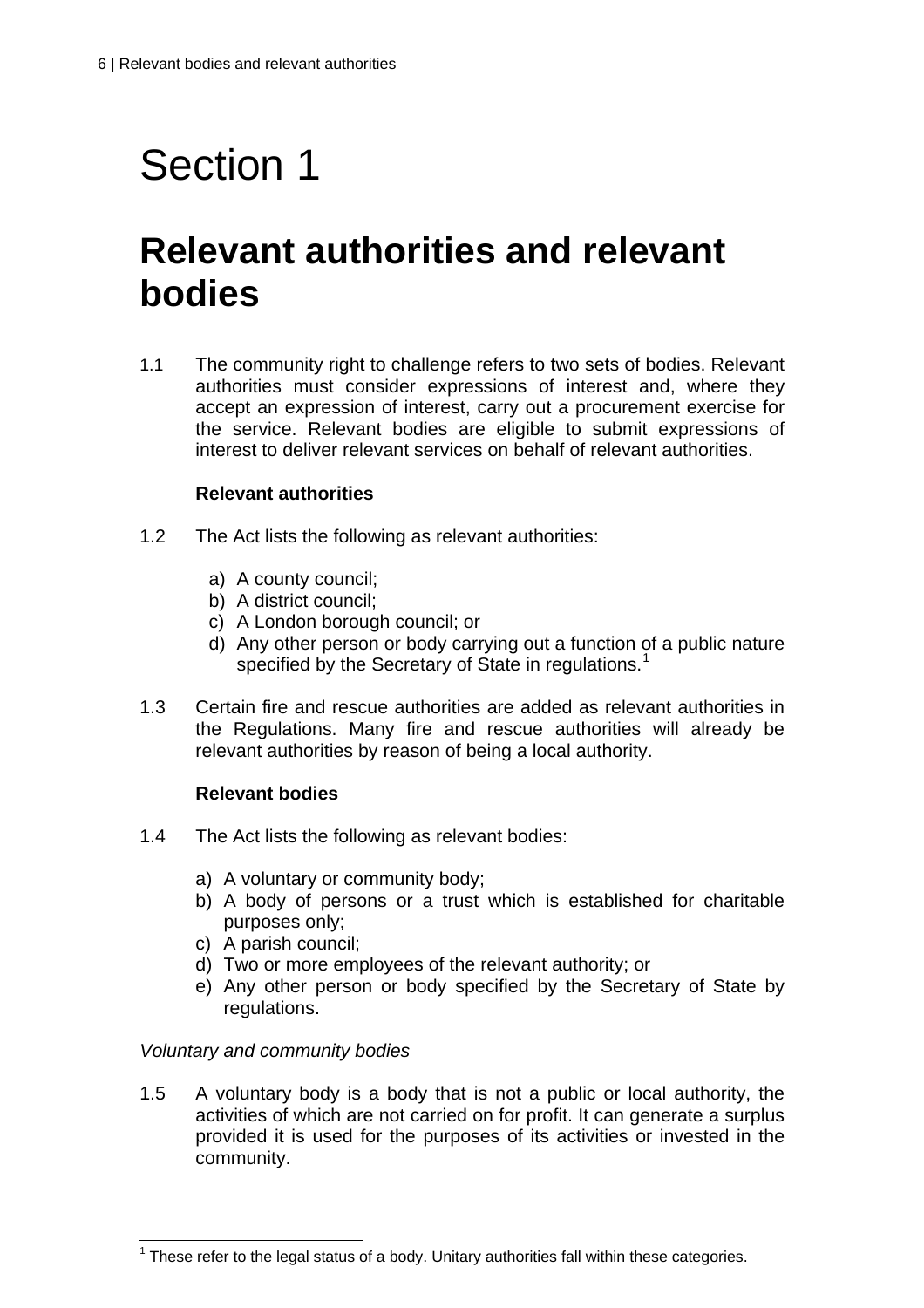# Section 1

## Relevant authorities and relevant bodies

1.1 The community right to challenge refers to two sets of bodies. Relevant authorities must consider expressions of interest and, where they accept an expression of interest, carry out a procurement exercise for the service. Relevant bodies are eligible to submit expressions of interest to deliver relevant services on behalf of relevant authorities.

### Relevant authorities

1.2 The Act lists the following as relevant authorities:

a) A county council;
b) A district council;
c) A London borough council; or
d) Any other person or body carrying out a function of a public nature specified by the Secretary of State in regulations.[1]

1.3 Certain fire and rescue authorities are added as relevant authorities in the Regulations. Many fire and rescue authorities will already be relevant authorities by reason of being a local authority.

### Relevant bodies

1.4 The Act lists the following as relevant bodies:

a) A voluntary or community body;
b) A body of persons or a trust which is established for charitable purposes only;
c) A parish council;
d) Two or more employees of the relevant authority; or
e) Any other person or body specified by the Secretary of State by regulations.

*Voluntary and community bodies*

1.5 A voluntary body is a body that is not a public or local authority, the activities of which are not carried on for profit. It can generate a surplus provided it is used for the purposes of its activities or invested in the community.

---

[1] These refer to the legal status of a body. Unitary authorities fall within these categories.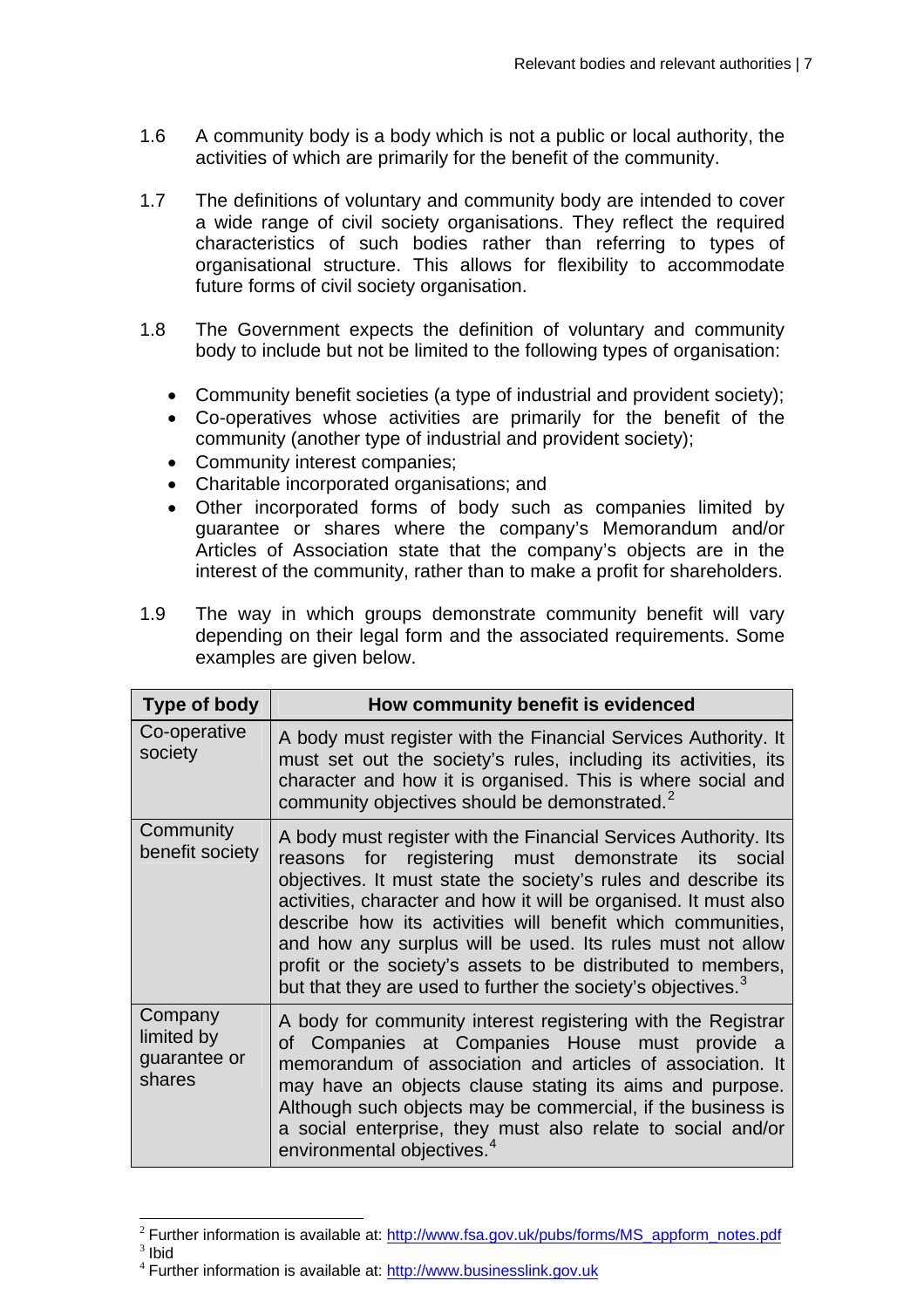1.6 A community body is a body which is not a public or local authority, the activities of which are primarily for the benefit of the community.

1.7 The definitions of voluntary and community body are intended to cover a wide range of civil society organisations. They reflect the required characteristics of such bodies rather than referring to types of organisational structure. This allows for flexibility to accommodate future forms of civil society organisation.

1.8 The Government expects the definition of voluntary and community body to include but not be limited to the following types of organisation:

- Community benefit societies (a type of industrial and provident society);
- Co-operatives whose activities are primarily for the benefit of the community (another type of industrial and provident society);
- Community interest companies;
- Charitable incorporated organisations; and
- Other incorporated forms of body such as companies limited by guarantee or shares where the company's Memorandum and/or Articles of Association state that the company's objects are in the interest of the community, rather than to make a profit for shareholders.

1.9 The way in which groups demonstrate community benefit will vary depending on their legal form and the associated requirements. Some examples are given below.

| Type of body | How community benefit is evidenced |
|---|---|
| Co-operative society | A body must register with the Financial Services Authority. It must set out the society's rules, including its activities, its character and how it is organised. This is where social and community objectives should be demonstrated.[2] |
| Community benefit society | A body must register with the Financial Services Authority. Its reasons for registering must demonstrate its social objectives. It must state the society's rules and describe its activities, character and how it will be organised. It must also describe how its activities will benefit which communities, and how any surplus will be used. Its rules must not allow profit or the society's assets to be distributed to members, but that they are used to further the society's objectives.[3] |
| Company limited by guarantee or shares | A body for community interest registering with the Registrar of Companies at Companies House must provide a memorandum of association and articles of association. It may have an objects clause stating its aims and purpose. Although such objects may be commercial, if the business is a social enterprise, they must also relate to social and/or environmental objectives.[4] |

[2] Further information is available at: http://www.fsa.gov.uk/pubs/forms/MS_appform_notes.pdf

[3] Ibid

[4] Further information is available at: http://www.businesslink.gov.uk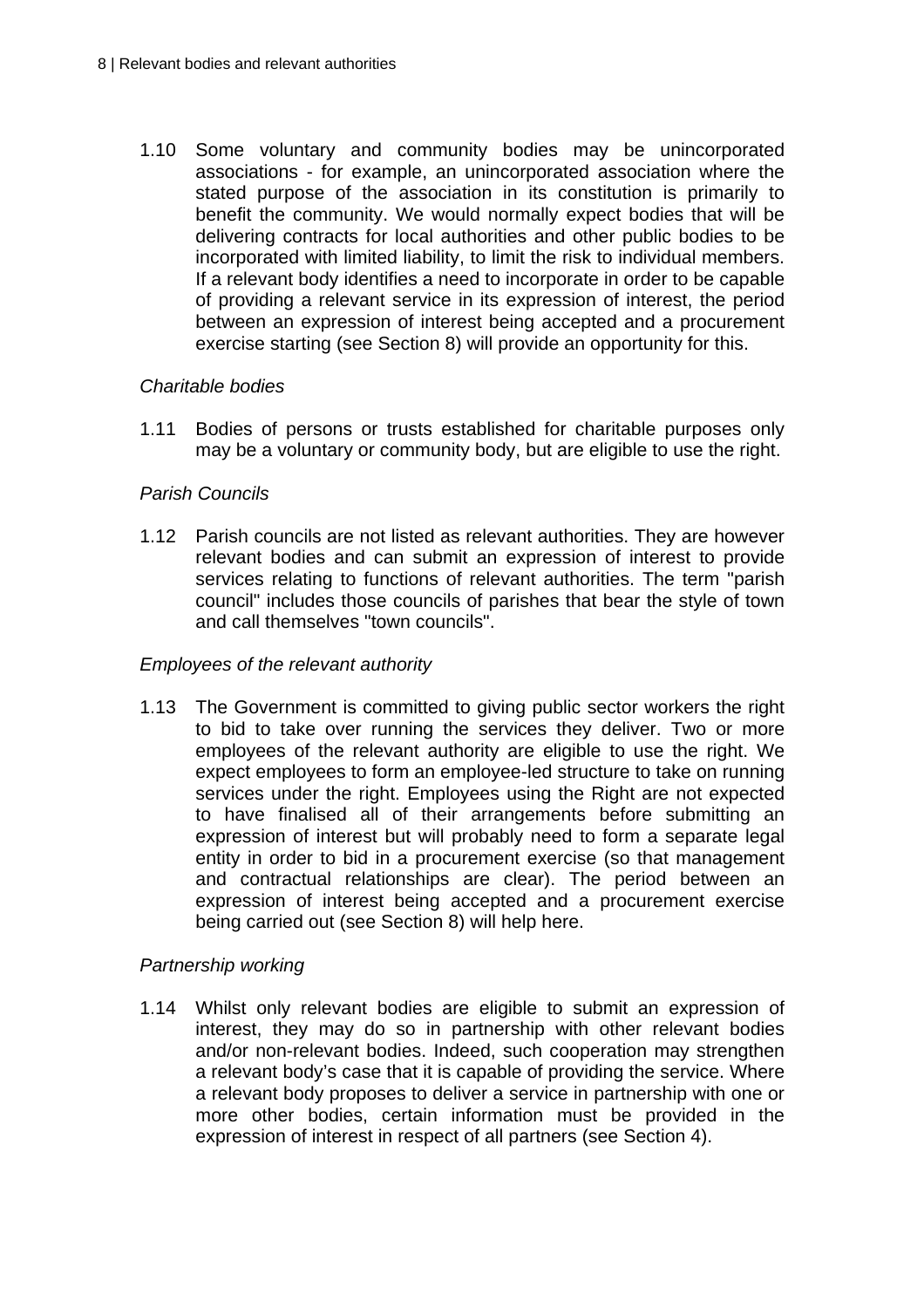1.10 Some voluntary and community bodies may be unincorporated associations - for example, an unincorporated association where the stated purpose of the association in its constitution is primarily to benefit the community. We would normally expect bodies that will be delivering contracts for local authorities and other public bodies to be incorporated with limited liability, to limit the risk to individual members. If a relevant body identifies a need to incorporate in order to be capable of providing a relevant service in its expression of interest, the period between an expression of interest being accepted and a procurement exercise starting (see Section 8) will provide an opportunity for this.

*Charitable bodies*

1.11 Bodies of persons or trusts established for charitable purposes only may be a voluntary or community body, but are eligible to use the right.

*Parish Councils*

1.12 Parish councils are not listed as relevant authorities. They are however relevant bodies and can submit an expression of interest to provide services relating to functions of relevant authorities. The term "parish council" includes those councils of parishes that bear the style of town and call themselves "town councils".

*Employees of the relevant authority*

1.13 The Government is committed to giving public sector workers the right to bid to take over running the services they deliver. Two or more employees of the relevant authority are eligible to use the right. We expect employees to form an employee-led structure to take on running services under the right. Employees using the Right are not expected to have finalised all of their arrangements before submitting an expression of interest but will probably need to form a separate legal entity in order to bid in a procurement exercise (so that management and contractual relationships are clear). The period between an expression of interest being accepted and a procurement exercise being carried out (see Section 8) will help here.

*Partnership working*

1.14 Whilst only relevant bodies are eligible to submit an expression of interest, they may do so in partnership with other relevant bodies and/or non-relevant bodies. Indeed, such cooperation may strengthen a relevant body's case that it is capable of providing the service. Where a relevant body proposes to deliver a service in partnership with one or more other bodies, certain information must be provided in the expression of interest in respect of all partners (see Section 4).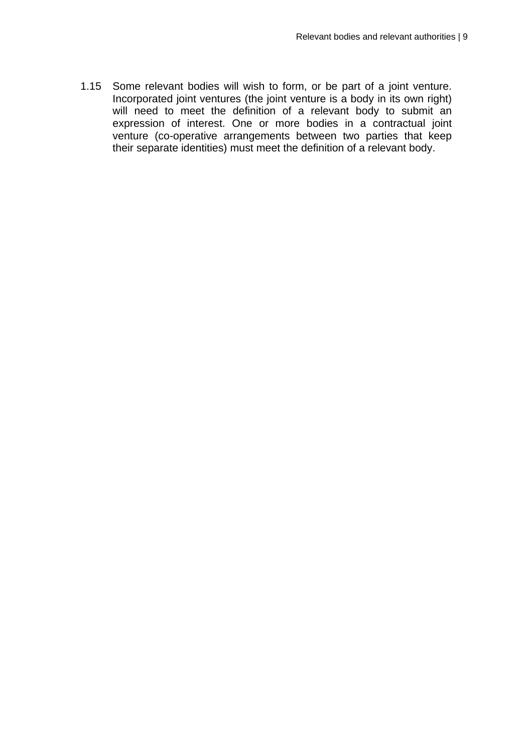1.15 Some relevant bodies will wish to form, or be part of a joint venture. Incorporated joint ventures (the joint venture is a body in its own right) will need to meet the definition of a relevant body to submit an expression of interest. One or more bodies in a contractual joint venture (co-operative arrangements between two parties that keep their separate identities) must meet the definition of a relevant body.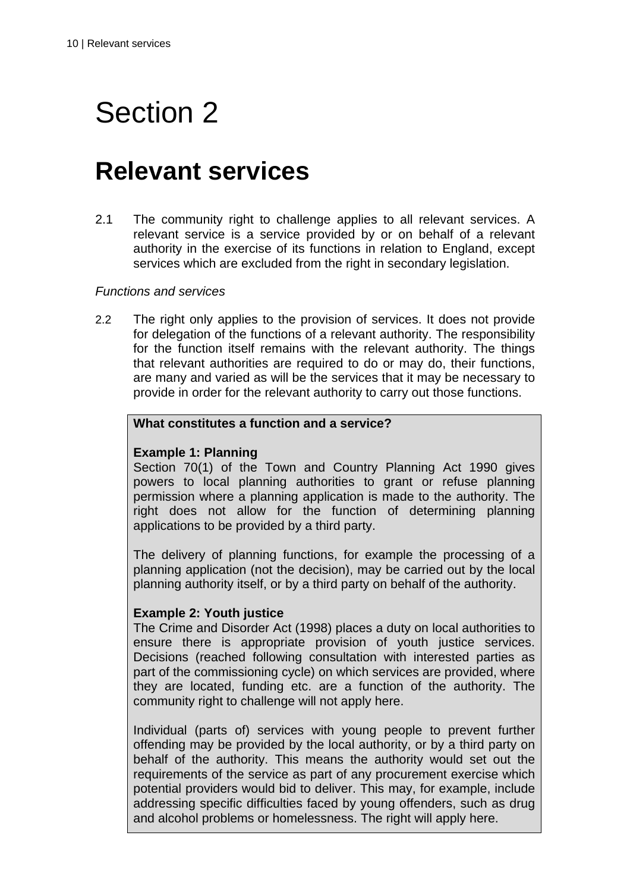# Section 2

## Relevant services

2.1 The community right to challenge applies to all relevant services. A relevant service is a service provided by or on behalf of a relevant authority in the exercise of its functions in relation to England, except services which are excluded from the right in secondary legislation.

*Functions and services*

2.2 The right only applies to the provision of services. It does not provide for delegation of the functions of a relevant authority. The responsibility for the function itself remains with the relevant authority. The things that relevant authorities are required to do or may do, their functions, are many and varied as will be the services that it may be necessary to provide in order for the relevant authority to carry out those functions.

> **What constitutes a function and a service?**
>
> **Example 1: Planning**
> Section 70(1) of the Town and Country Planning Act 1990 gives powers to local planning authorities to grant or refuse planning permission where a planning application is made to the authority. The right does not allow for the function of determining planning applications to be provided by a third party.
>
> The delivery of planning functions, for example the processing of a planning application (not the decision), may be carried out by the local planning authority itself, or by a third party on behalf of the authority.
>
> **Example 2: Youth justice**
> The Crime and Disorder Act (1998) places a duty on local authorities to ensure there is appropriate provision of youth justice services. Decisions (reached following consultation with interested parties as part of the commissioning cycle) on which services are provided, where they are located, funding etc. are a function of the authority. The community right to challenge will not apply here.
>
> Individual (parts of) services with young people to prevent further offending may be provided by the local authority, or by a third party on behalf of the authority. This means the authority would set out the requirements of the service as part of any procurement exercise which potential providers would bid to deliver. This may, for example, include addressing specific difficulties faced by young offenders, such as drug and alcohol problems or homelessness. The right will apply here.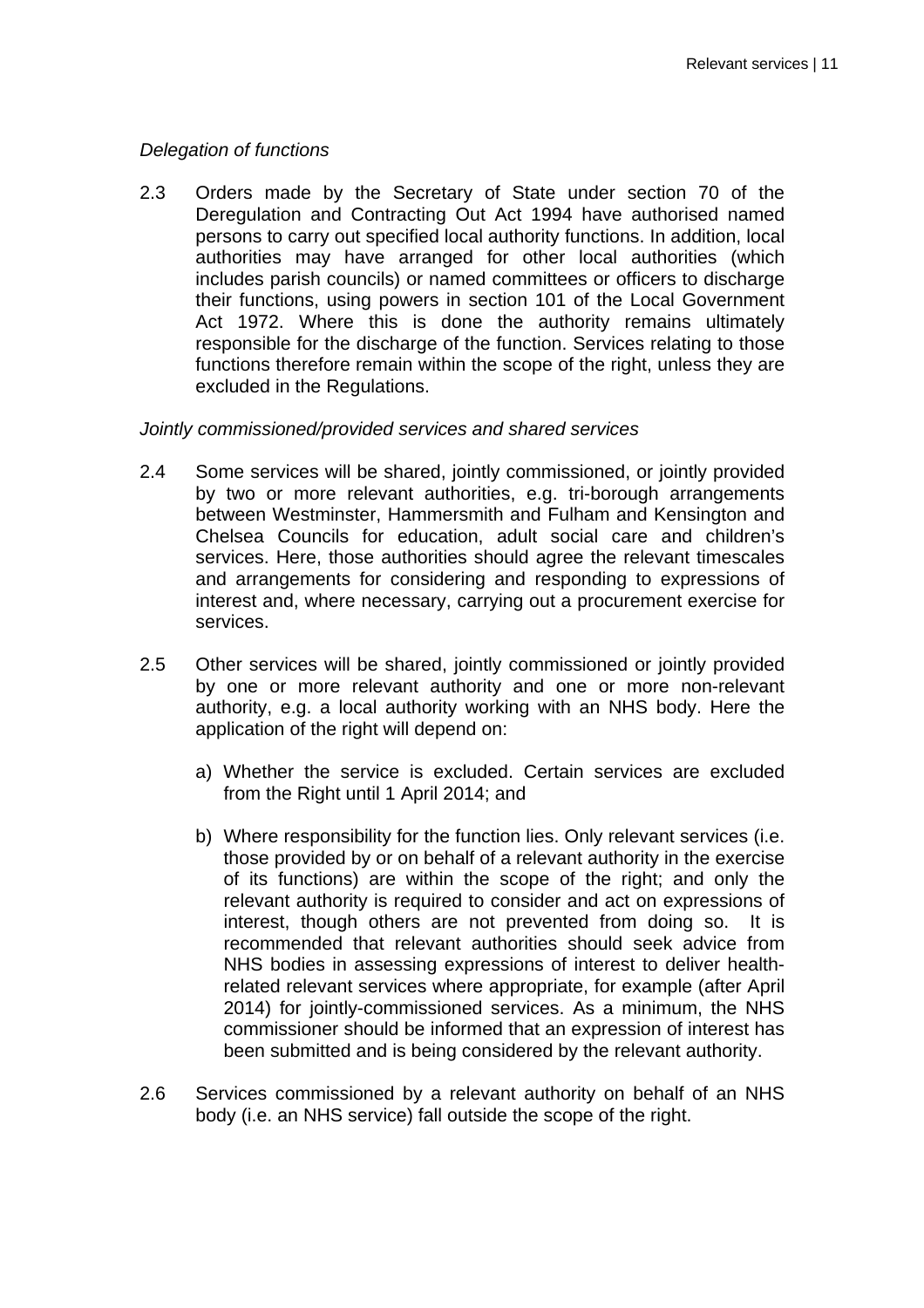*Delegation of functions*

2.3 Orders made by the Secretary of State under section 70 of the Deregulation and Contracting Out Act 1994 have authorised named persons to carry out specified local authority functions. In addition, local authorities may have arranged for other local authorities (which includes parish councils) or named committees or officers to discharge their functions, using powers in section 101 of the Local Government Act 1972. Where this is done the authority remains ultimately responsible for the discharge of the function. Services relating to those functions therefore remain within the scope of the right, unless they are excluded in the Regulations.

*Jointly commissioned/provided services and shared services*

2.4 Some services will be shared, jointly commissioned, or jointly provided by two or more relevant authorities, e.g. tri-borough arrangements between Westminster, Hammersmith and Fulham and Kensington and Chelsea Councils for education, adult social care and children's services. Here, those authorities should agree the relevant timescales and arrangements for considering and responding to expressions of interest and, where necessary, carrying out a procurement exercise for services.

2.5 Other services will be shared, jointly commissioned or jointly provided by one or more relevant authority and one or more non-relevant authority, e.g. a local authority working with an NHS body. Here the application of the right will depend on:

a) Whether the service is excluded. Certain services are excluded from the Right until 1 April 2014; and

b) Where responsibility for the function lies. Only relevant services (i.e. those provided by or on behalf of a relevant authority in the exercise of its functions) are within the scope of the right; and only the relevant authority is required to consider and act on expressions of interest, though others are not prevented from doing so. It is recommended that relevant authorities should seek advice from NHS bodies in assessing expressions of interest to deliver health-related relevant services where appropriate, for example (after April 2014) for jointly-commissioned services. As a minimum, the NHS commissioner should be informed that an expression of interest has been submitted and is being considered by the relevant authority.

2.6 Services commissioned by a relevant authority on behalf of an NHS body (i.e. an NHS service) fall outside the scope of the right.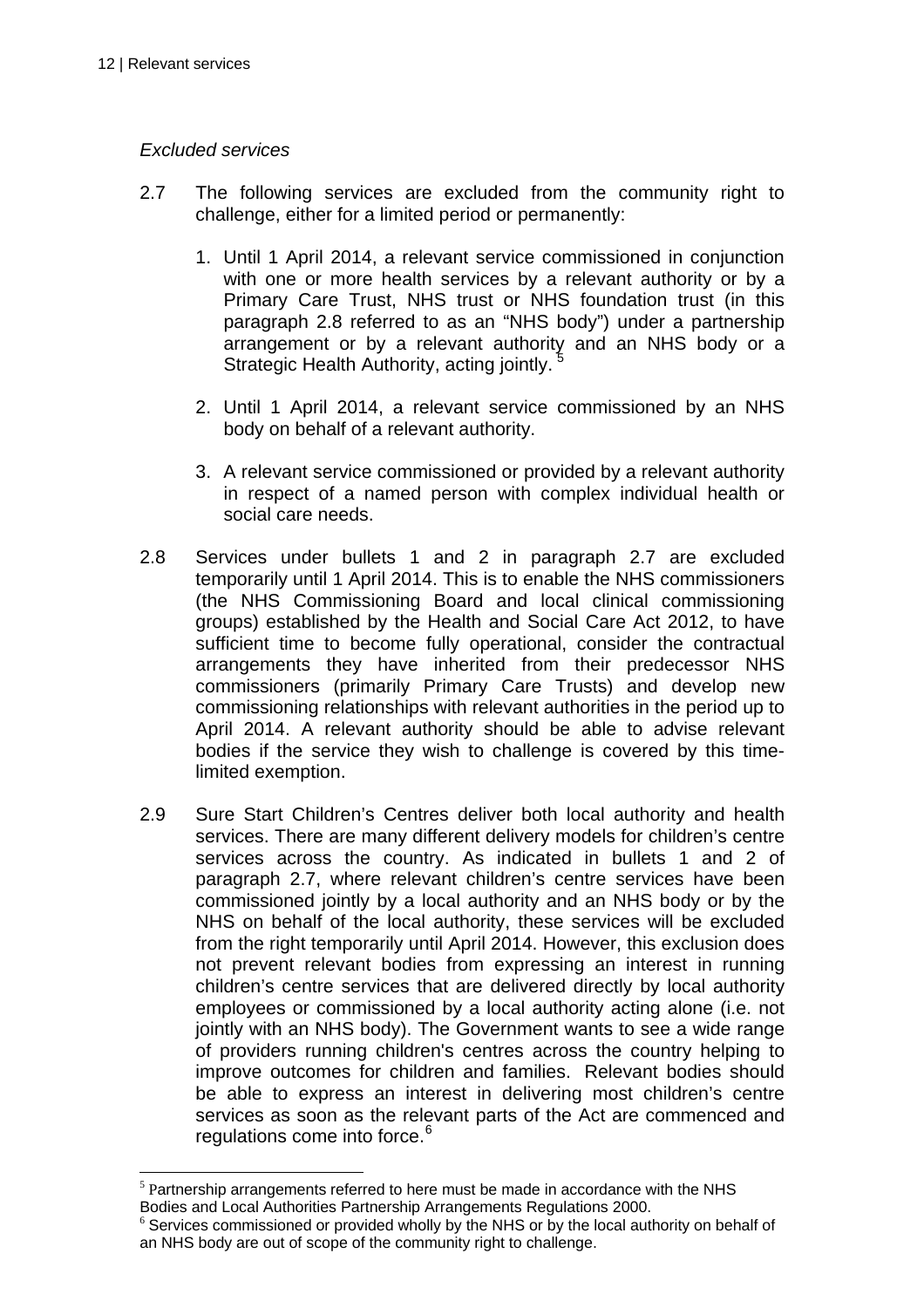*Excluded services*

2.7 The following services are excluded from the community right to challenge, either for a limited period or permanently:

1. Until 1 April 2014, a relevant service commissioned in conjunction with one or more health services by a relevant authority or by a Primary Care Trust, NHS trust or NHS foundation trust (in this paragraph 2.8 referred to as an "NHS body") under a partnership arrangement or by a relevant authority and an NHS body or a Strategic Health Authority, acting jointly. [5]

2. Until 1 April 2014, a relevant service commissioned by an NHS body on behalf of a relevant authority.

3. A relevant service commissioned or provided by a relevant authority in respect of a named person with complex individual health or social care needs.

2.8 Services under bullets 1 and 2 in paragraph 2.7 are excluded temporarily until 1 April 2014. This is to enable the NHS commissioners (the NHS Commissioning Board and local clinical commissioning groups) established by the Health and Social Care Act 2012, to have sufficient time to become fully operational, consider the contractual arrangements they have inherited from their predecessor NHS commissioners (primarily Primary Care Trusts) and develop new commissioning relationships with relevant authorities in the period up to April 2014. A relevant authority should be able to advise relevant bodies if the service they wish to challenge is covered by this time-limited exemption.

2.9 Sure Start Children's Centres deliver both local authority and health services. There are many different delivery models for children's centre services across the country. As indicated in bullets 1 and 2 of paragraph 2.7, where relevant children's centre services have been commissioned jointly by a local authority and an NHS body or by the NHS on behalf of the local authority, these services will be excluded from the right temporarily until April 2014. However, this exclusion does not prevent relevant bodies from expressing an interest in running children's centre services that are delivered directly by local authority employees or commissioned by a local authority acting alone (i.e. not jointly with an NHS body). The Government wants to see a wide range of providers running children's centres across the country helping to improve outcomes for children and families. Relevant bodies should be able to express an interest in delivering most children's centre services as soon as the relevant parts of the Act are commenced and regulations come into force.[6]

---

[5] Partnership arrangements referred to here must be made in accordance with the NHS Bodies and Local Authorities Partnership Arrangements Regulations 2000.

[6] Services commissioned or provided wholly by the NHS or by the local authority on behalf of an NHS body are out of scope of the community right to challenge.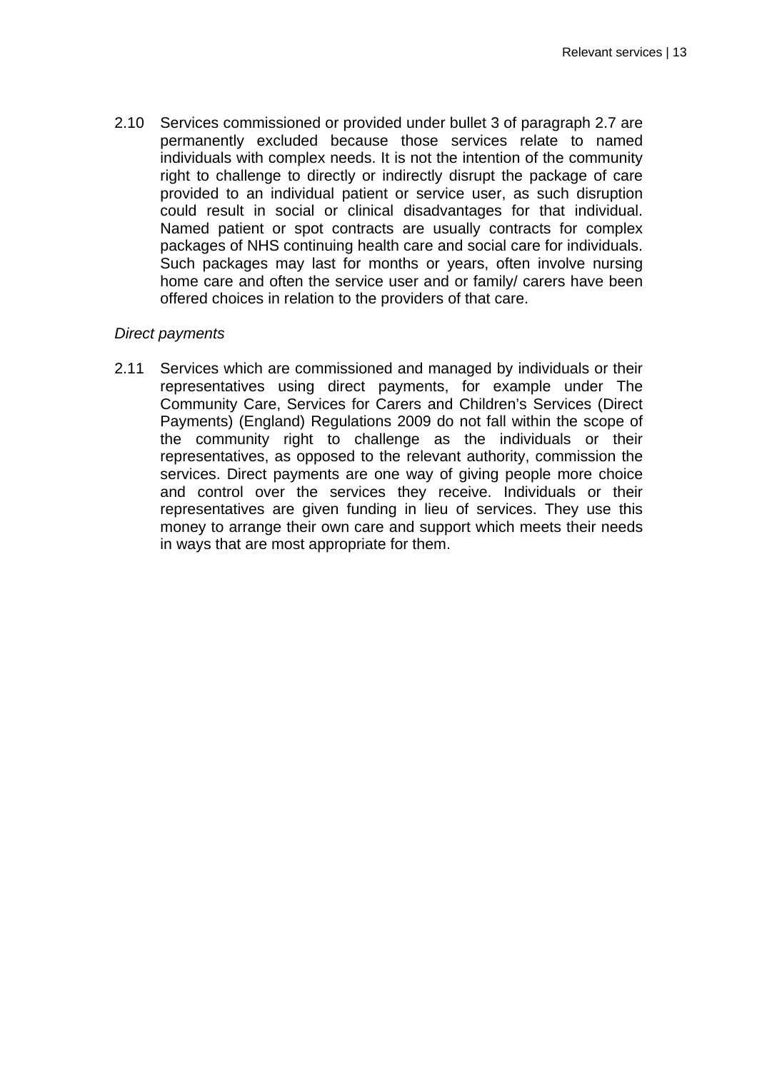2.10 Services commissioned or provided under bullet 3 of paragraph 2.7 are permanently excluded because those services relate to named individuals with complex needs. It is not the intention of the community right to challenge to directly or indirectly disrupt the package of care provided to an individual patient or service user, as such disruption could result in social or clinical disadvantages for that individual. Named patient or spot contracts are usually contracts for complex packages of NHS continuing health care and social care for individuals. Such packages may last for months or years, often involve nursing home care and often the service user and or family/ carers have been offered choices in relation to the providers of that care.

*Direct payments*

2.11 Services which are commissioned and managed by individuals or their representatives using direct payments, for example under The Community Care, Services for Carers and Children's Services (Direct Payments) (England) Regulations 2009 do not fall within the scope of the community right to challenge as the individuals or their representatives, as opposed to the relevant authority, commission the services. Direct payments are one way of giving people more choice and control over the services they receive. Individuals or their representatives are given funding in lieu of services. They use this money to arrange their own care and support which meets their needs in ways that are most appropriate for them.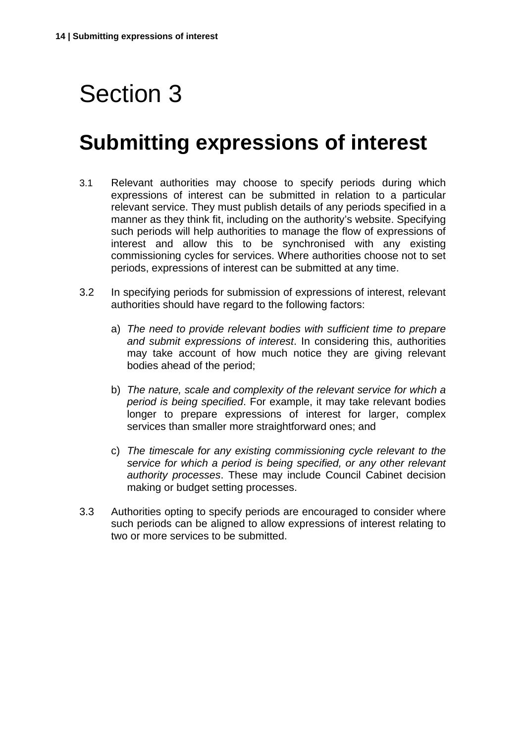# Section 3

## Submitting expressions of interest

3.1 Relevant authorities may choose to specify periods during which expressions of interest can be submitted in relation to a particular relevant service. They must publish details of any periods specified in a manner as they think fit, including on the authority's website. Specifying such periods will help authorities to manage the flow of expressions of interest and allow this to be synchronised with any existing commissioning cycles for services. Where authorities choose not to set periods, expressions of interest can be submitted at any time.

3.2 In specifying periods for submission of expressions of interest, relevant authorities should have regard to the following factors:

a) *The need to provide relevant bodies with sufficient time to prepare and submit expressions of interest*. In considering this, authorities may take account of how much notice they are giving relevant bodies ahead of the period;

b) *The nature, scale and complexity of the relevant service for which a period is being specified*. For example, it may take relevant bodies longer to prepare expressions of interest for larger, complex services than smaller more straightforward ones; and

c) *The timescale for any existing commissioning cycle relevant to the service for which a period is being specified, or any other relevant authority processes*. These may include Council Cabinet decision making or budget setting processes.

3.3 Authorities opting to specify periods are encouraged to consider where such periods can be aligned to allow expressions of interest relating to two or more services to be submitted.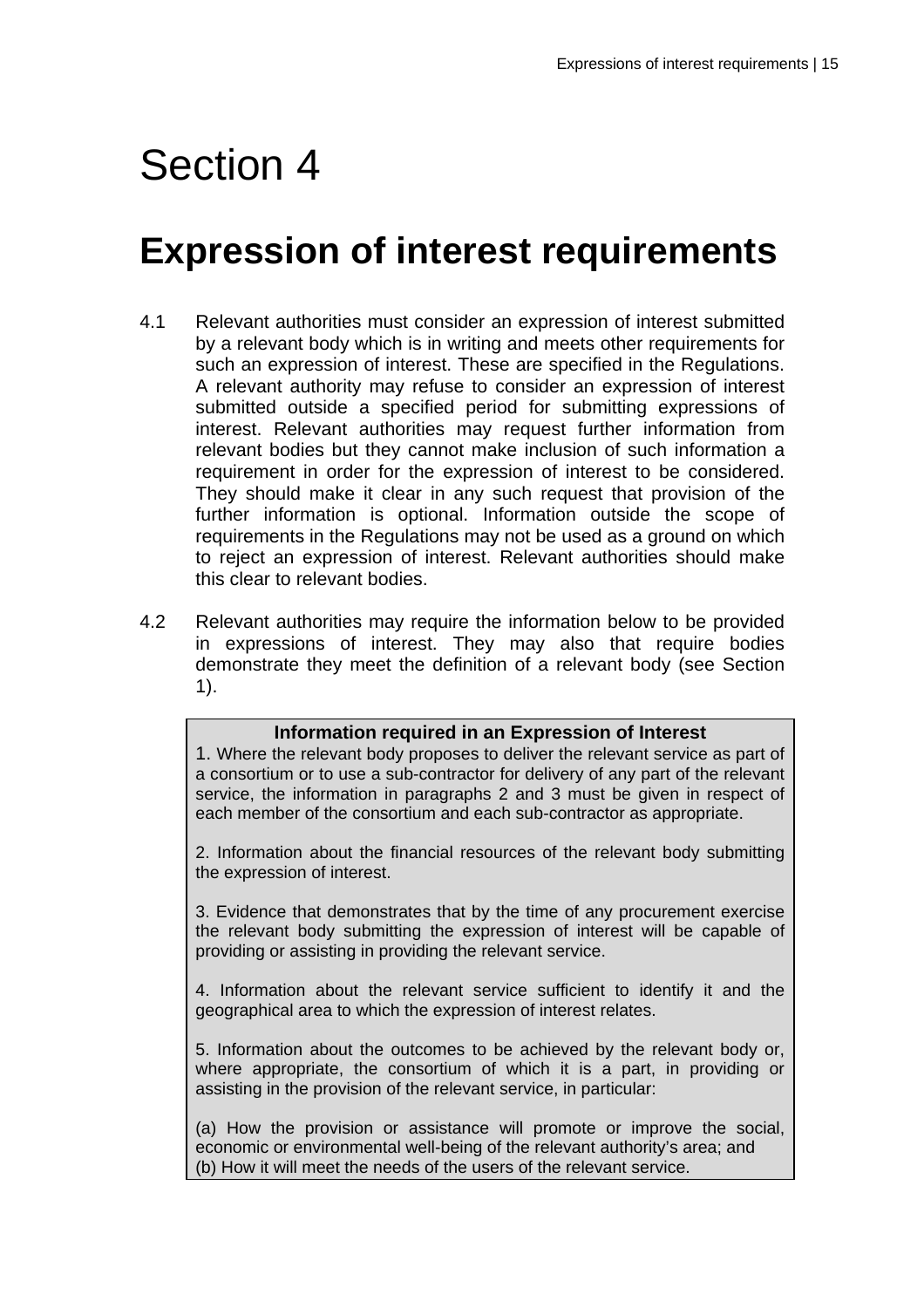# Section 4

## Expression of interest requirements

4.1 Relevant authorities must consider an expression of interest submitted by a relevant body which is in writing and meets other requirements for such an expression of interest. These are specified in the Regulations. A relevant authority may refuse to consider an expression of interest submitted outside a specified period for submitting expressions of interest. Relevant authorities may request further information from relevant bodies but they cannot make inclusion of such information a requirement in order for the expression of interest to be considered. They should make it clear in any such request that provision of the further information is optional. Information outside the scope of requirements in the Regulations may not be used as a ground on which to reject an expression of interest. Relevant authorities should make this clear to relevant bodies.

4.2 Relevant authorities may require the information below to be provided in expressions of interest. They may also that require bodies demonstrate they meet the definition of a relevant body (see Section 1).

| **Information required in an Expression of Interest** |
|---|
| 1. Where the relevant body proposes to deliver the relevant service as part of a consortium or to use a sub-contractor for delivery of any part of the relevant service, the information in paragraphs 2 and 3 must be given in respect of each member of the consortium and each sub-contractor as appropriate.<br><br>2. Information about the financial resources of the relevant body submitting the expression of interest.<br><br>3. Evidence that demonstrates that by the time of any procurement exercise the relevant body submitting the expression of interest will be capable of providing or assisting in providing the relevant service.<br><br>4. Information about the relevant service sufficient to identify it and the geographical area to which the expression of interest relates.<br><br>5. Information about the outcomes to be achieved by the relevant body or, where appropriate, the consortium of which it is a part, in providing or assisting in the provision of the relevant service, in particular:<br><br>(a) How the provision or assistance will promote or improve the social, economic or environmental well-being of the relevant authority's area; and<br>(b) How it will meet the needs of the users of the relevant service. |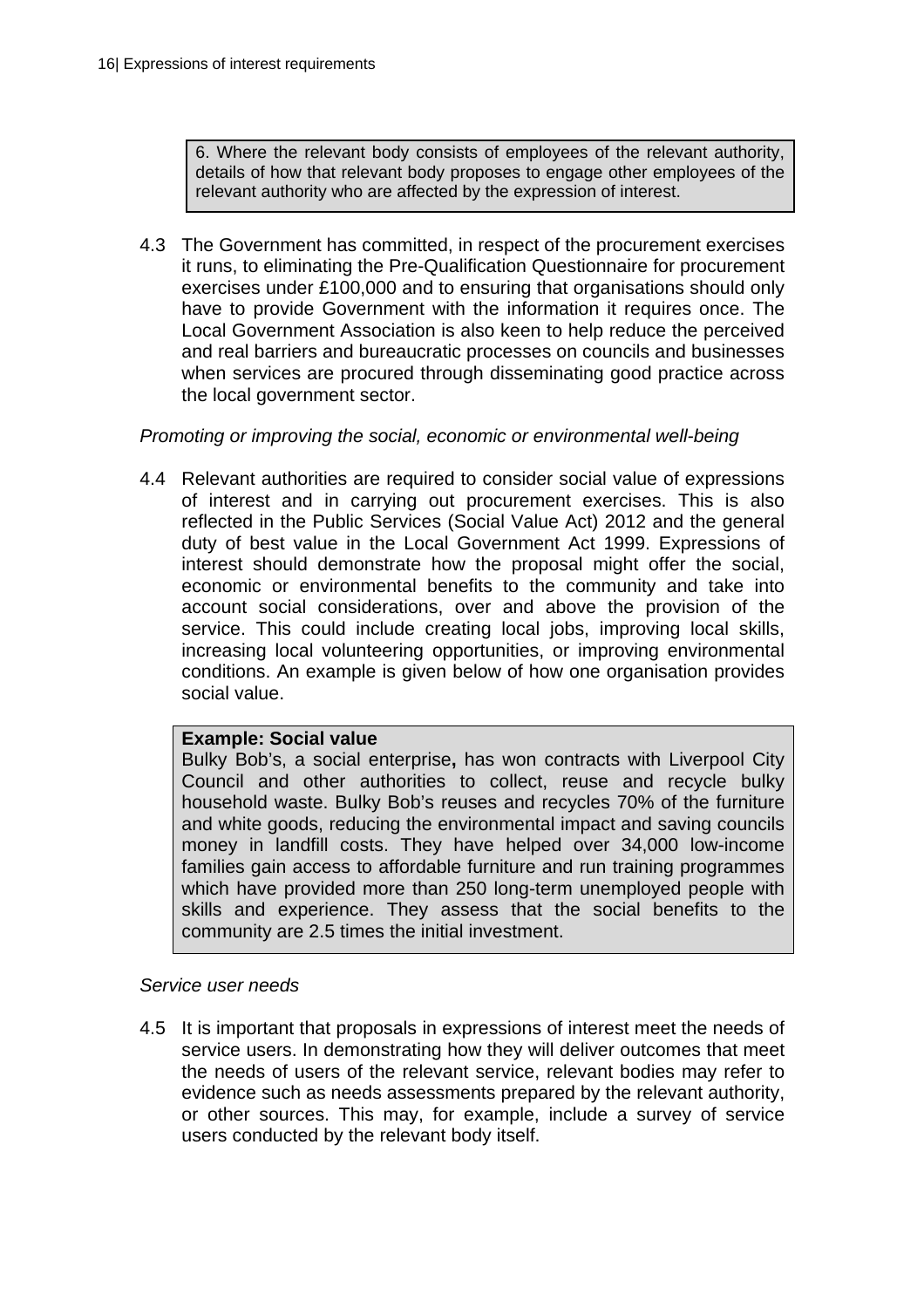> 6. Where the relevant body consists of employees of the relevant authority, details of how that relevant body proposes to engage other employees of the relevant authority who are affected by the expression of interest.

4.3 The Government has committed, in respect of the procurement exercises it runs, to eliminating the Pre-Qualification Questionnaire for procurement exercises under £100,000 and to ensuring that organisations should only have to provide Government with the information it requires once. The Local Government Association is also keen to help reduce the perceived and real barriers and bureaucratic processes on councils and businesses when services are procured through disseminating good practice across the local government sector.

*Promoting or improving the social, economic or environmental well-being*

4.4 Relevant authorities are required to consider social value of expressions of interest and in carrying out procurement exercises. This is also reflected in the Public Services (Social Value Act) 2012 and the general duty of best value in the Local Government Act 1999. Expressions of interest should demonstrate how the proposal might offer the social, economic or environmental benefits to the community and take into account social considerations, over and above the provision of the service. This could include creating local jobs, improving local skills, increasing local volunteering opportunities, or improving environmental conditions. An example is given below of how one organisation provides social value.

> **Example: Social value**
> Bulky Bob's, a social enterprise**,** has won contracts with Liverpool City Council and other authorities to collect, reuse and recycle bulky household waste. Bulky Bob's reuses and recycles 70% of the furniture and white goods, reducing the environmental impact and saving councils money in landfill costs. They have helped over 34,000 low-income families gain access to affordable furniture and run training programmes which have provided more than 250 long-term unemployed people with skills and experience. They assess that the social benefits to the community are 2.5 times the initial investment.

*Service user needs*

4.5 It is important that proposals in expressions of interest meet the needs of service users. In demonstrating how they will deliver outcomes that meet the needs of users of the relevant service, relevant bodies may refer to evidence such as needs assessments prepared by the relevant authority, or other sources. This may, for example, include a survey of service users conducted by the relevant body itself.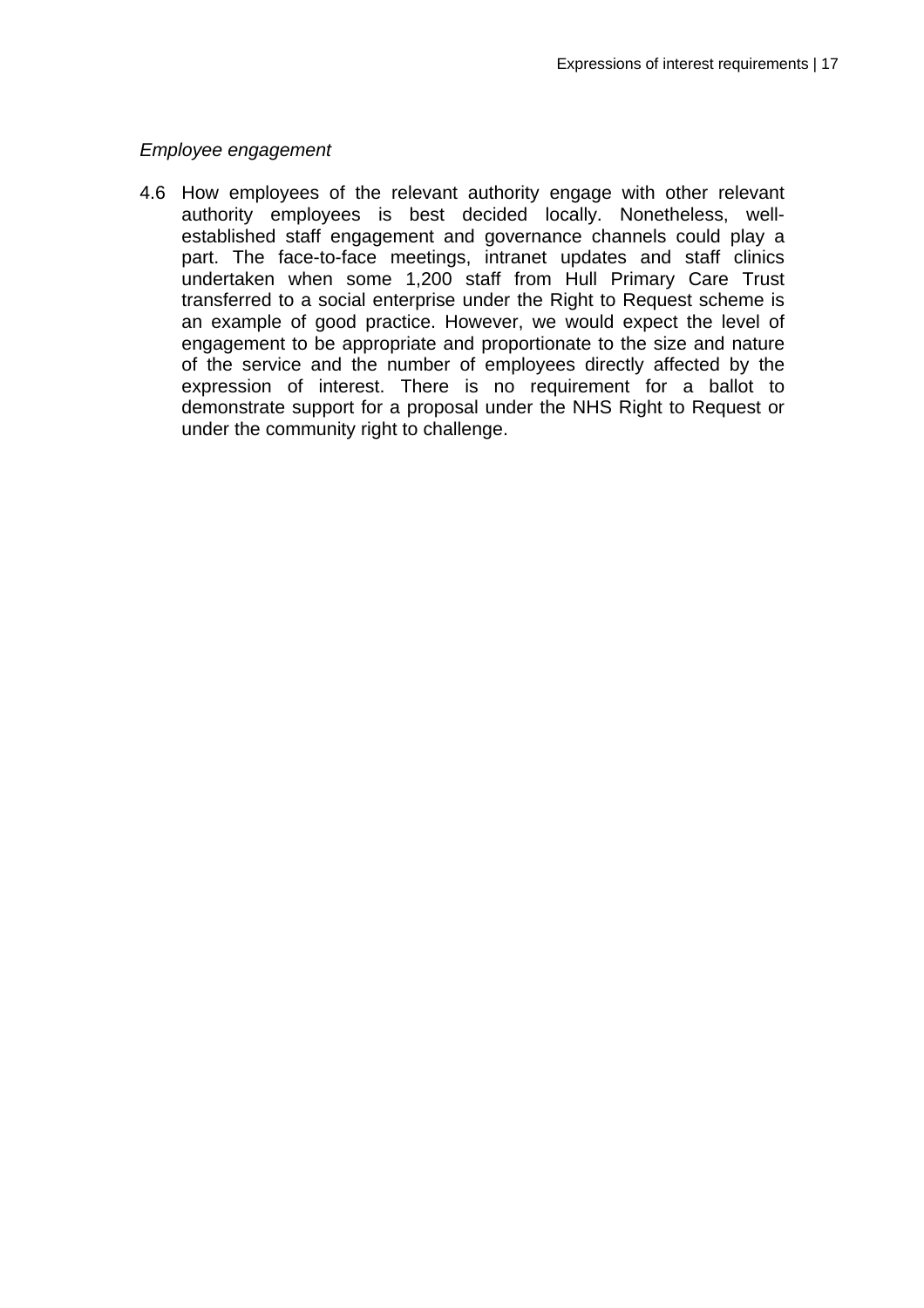*Employee engagement*

4.6 How employees of the relevant authority engage with other relevant authority employees is best decided locally. Nonetheless, well-established staff engagement and governance channels could play a part. The face-to-face meetings, intranet updates and staff clinics undertaken when some 1,200 staff from Hull Primary Care Trust transferred to a social enterprise under the Right to Request scheme is an example of good practice. However, we would expect the level of engagement to be appropriate and proportionate to the size and nature of the service and the number of employees directly affected by the expression of interest. There is no requirement for a ballot to demonstrate support for a proposal under the NHS Right to Request or under the community right to challenge.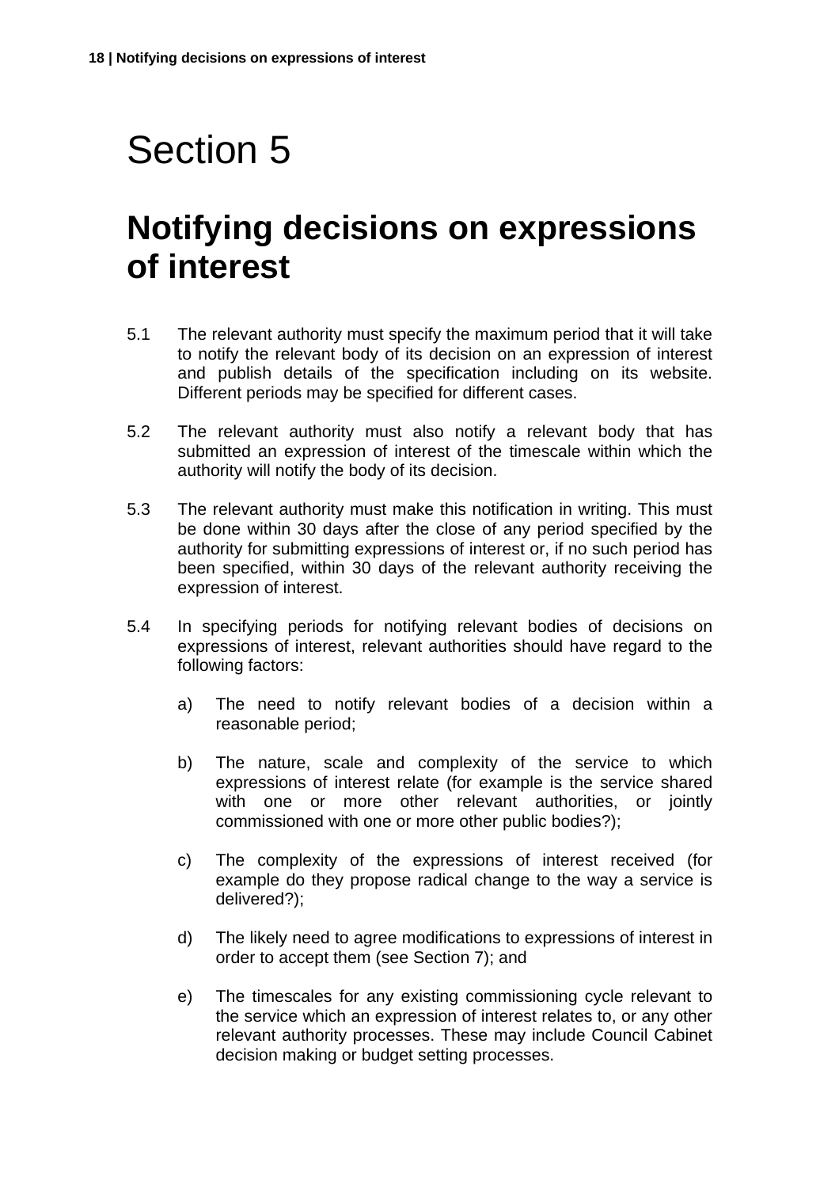# Section 5

## Notifying decisions on expressions of interest

5.1 The relevant authority must specify the maximum period that it will take to notify the relevant body of its decision on an expression of interest and publish details of the specification including on its website. Different periods may be specified for different cases.

5.2 The relevant authority must also notify a relevant body that has submitted an expression of interest of the timescale within which the authority will notify the body of its decision.

5.3 The relevant authority must make this notification in writing. This must be done within 30 days after the close of any period specified by the authority for submitting expressions of interest or, if no such period has been specified, within 30 days of the relevant authority receiving the expression of interest.

5.4 In specifying periods for notifying relevant bodies of decisions on expressions of interest, relevant authorities should have regard to the following factors:

a) The need to notify relevant bodies of a decision within a reasonable period;

b) The nature, scale and complexity of the service to which expressions of interest relate (for example is the service shared with one or more other relevant authorities, or jointly commissioned with one or more other public bodies?);

c) The complexity of the expressions of interest received (for example do they propose radical change to the way a service is delivered?);

d) The likely need to agree modifications to expressions of interest in order to accept them (see Section 7); and

e) The timescales for any existing commissioning cycle relevant to the service which an expression of interest relates to, or any other relevant authority processes. These may include Council Cabinet decision making or budget setting processes.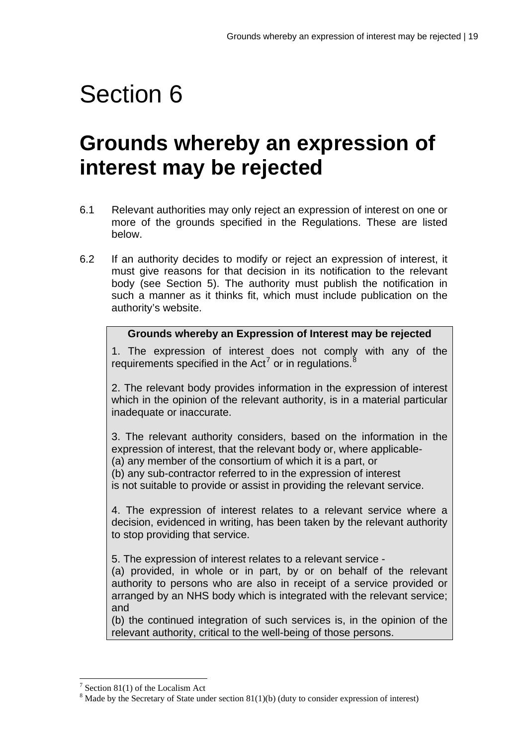# Section 6

## Grounds whereby an expression of interest may be rejected

6.1 Relevant authorities may only reject an expression of interest on one or more of the grounds specified in the Regulations. These are listed below.

6.2 If an authority decides to modify or reject an expression of interest, it must give reasons for that decision in its notification to the relevant body (see Section 5). The authority must publish the notification in such a manner as it thinks fit, which must include publication on the authority's website.

> **Grounds whereby an Expression of Interest may be rejected**
>
> 1. The expression of interest does not comply with any of the requirements specified in the Act[7] or in regulations.[8]
>
> 2. The relevant body provides information in the expression of interest which in the opinion of the relevant authority, is in a material particular inadequate or inaccurate.
>
> 3. The relevant authority considers, based on the information in the expression of interest, that the relevant body or, where applicable-
> (a) any member of the consortium of which it is a part, or
> (b) any sub-contractor referred to in the expression of interest
> is not suitable to provide or assist in providing the relevant service.
>
> 4. The expression of interest relates to a relevant service where a decision, evidenced in writing, has been taken by the relevant authority to stop providing that service.
>
> 5. The expression of interest relates to a relevant service -
> (a) provided, in whole or in part, by or on behalf of the relevant authority to persons who are also in receipt of a service provided or arranged by an NHS body which is integrated with the relevant service; and
> (b) the continued integration of such services is, in the opinion of the relevant authority, critical to the well-being of those persons.

---

[7] Section 81(1) of the Localism Act

[8] Made by the Secretary of State under section 81(1)(b) (duty to consider expression of interest)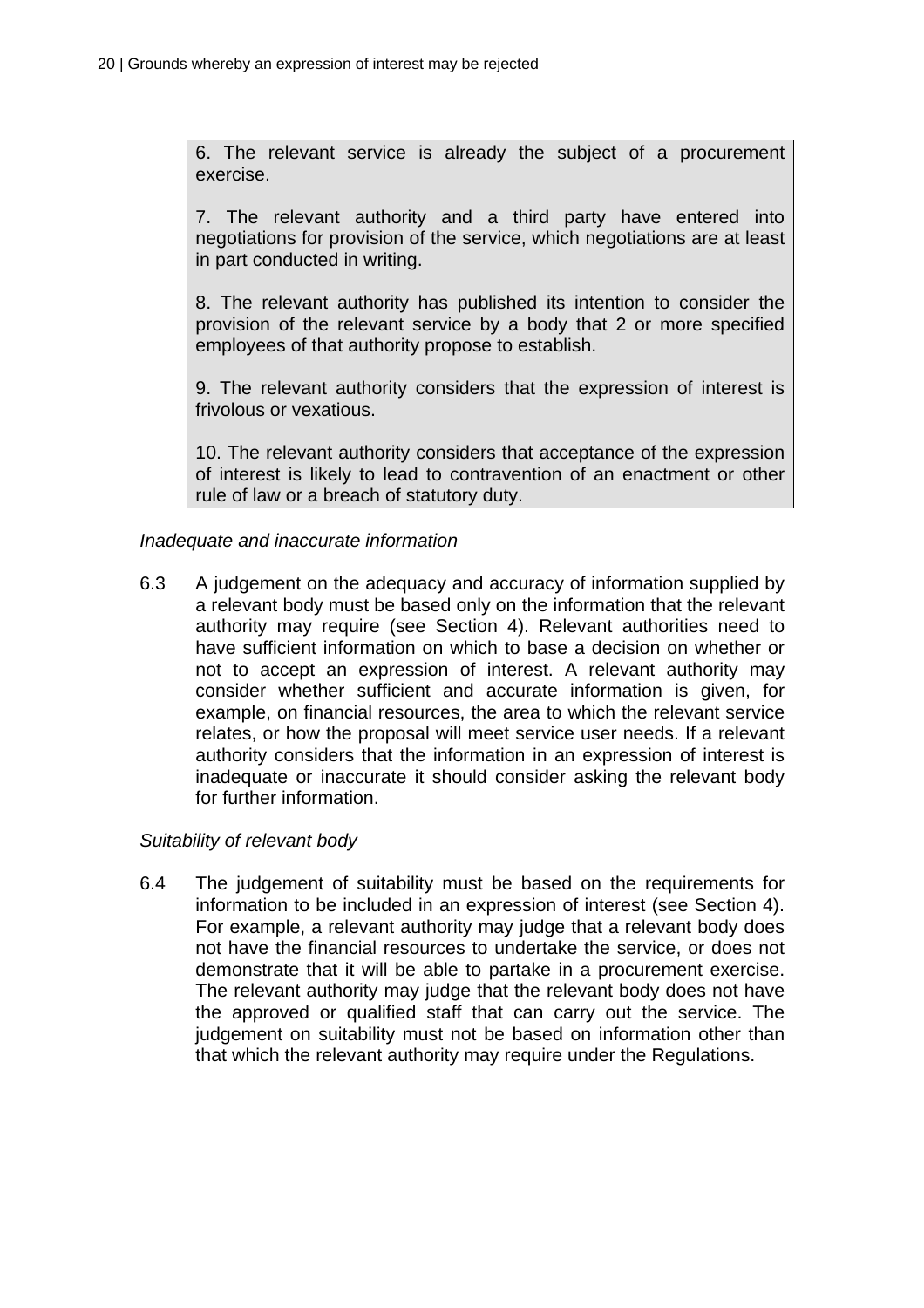6. The relevant service is already the subject of a procurement exercise.

7. The relevant authority and a third party have entered into negotiations for provision of the service, which negotiations are at least in part conducted in writing.

8. The relevant authority has published its intention to consider the provision of the relevant service by a body that 2 or more specified employees of that authority propose to establish.

9. The relevant authority considers that the expression of interest is frivolous or vexatious.

10. The relevant authority considers that acceptance of the expression of interest is likely to lead to contravention of an enactment or other rule of law or a breach of statutory duty.

*Inadequate and inaccurate information*

6.3 A judgement on the adequacy and accuracy of information supplied by a relevant body must be based only on the information that the relevant authority may require (see Section 4). Relevant authorities need to have sufficient information on which to base a decision on whether or not to accept an expression of interest. A relevant authority may consider whether sufficient and accurate information is given, for example, on financial resources, the area to which the relevant service relates, or how the proposal will meet service user needs. If a relevant authority considers that the information in an expression of interest is inadequate or inaccurate it should consider asking the relevant body for further information.

*Suitability of relevant body*

6.4 The judgement of suitability must be based on the requirements for information to be included in an expression of interest (see Section 4). For example, a relevant authority may judge that a relevant body does not have the financial resources to undertake the service, or does not demonstrate that it will be able to partake in a procurement exercise. The relevant authority may judge that the relevant body does not have the approved or qualified staff that can carry out the service. The judgement on suitability must not be based on information other than that which the relevant authority may require under the Regulations.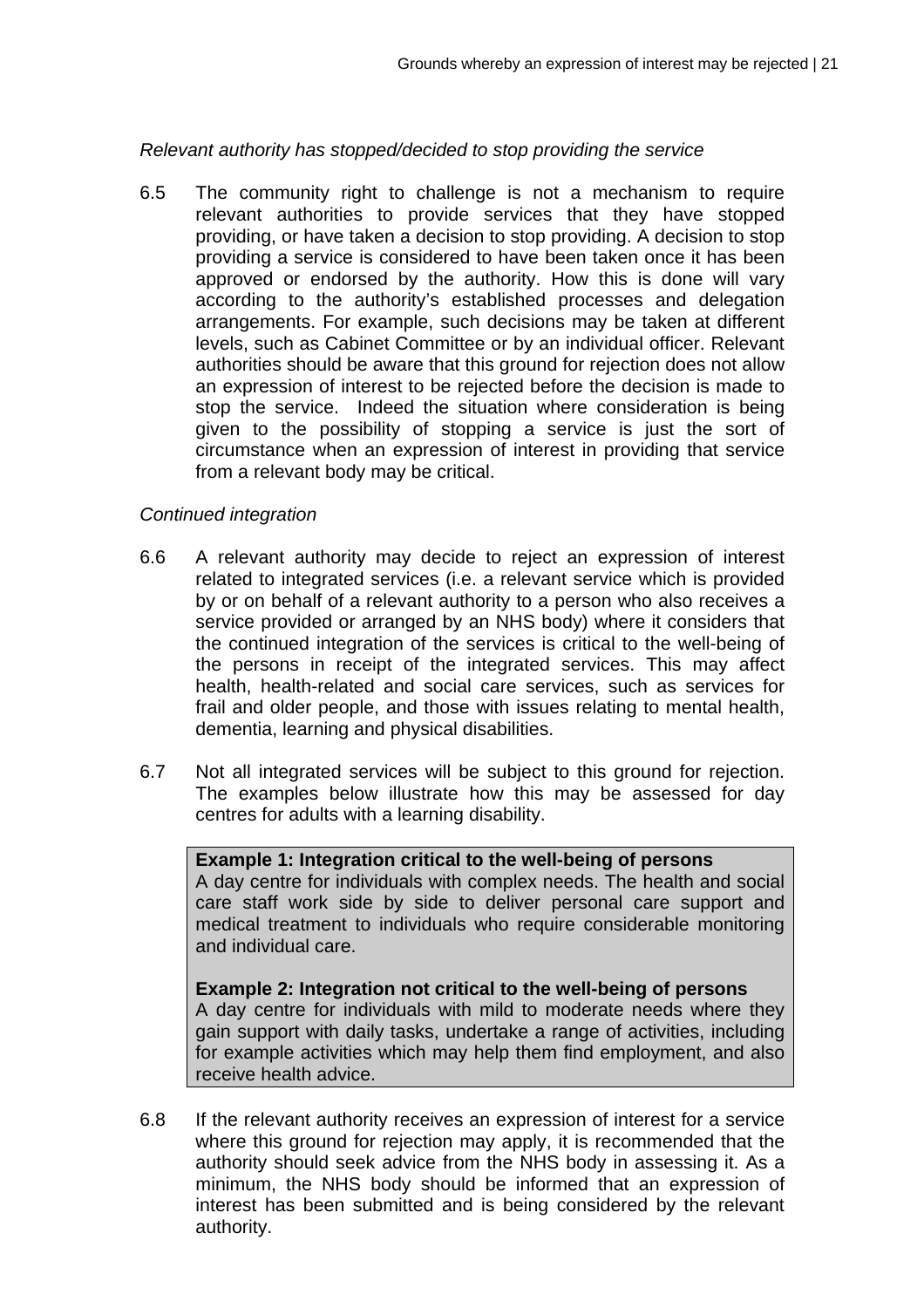*Relevant authority has stopped/decided to stop providing the service*

6.5 The community right to challenge is not a mechanism to require relevant authorities to provide services that they have stopped providing, or have taken a decision to stop providing. A decision to stop providing a service is considered to have been taken once it has been approved or endorsed by the authority. How this is done will vary according to the authority's established processes and delegation arrangements. For example, such decisions may be taken at different levels, such as Cabinet Committee or by an individual officer. Relevant authorities should be aware that this ground for rejection does not allow an expression of interest to be rejected before the decision is made to stop the service. Indeed the situation where consideration is being given to the possibility of stopping a service is just the sort of circumstance when an expression of interest in providing that service from a relevant body may be critical.

*Continued integration*

6.6 A relevant authority may decide to reject an expression of interest related to integrated services (i.e. a relevant service which is provided by or on behalf of a relevant authority to a person who also receives a service provided or arranged by an NHS body) where it considers that the continued integration of the services is critical to the well-being of the persons in receipt of the integrated services. This may affect health, health-related and social care services, such as services for frail and older people, and those with issues relating to mental health, dementia, learning and physical disabilities.

6.7 Not all integrated services will be subject to this ground for rejection. The examples below illustrate how this may be assessed for day centres for adults with a learning disability.

> **Example 1: Integration critical to the well-being of persons**
> A day centre for individuals with complex needs. The health and social care staff work side by side to deliver personal care support and medical treatment to individuals who require considerable monitoring and individual care.
>
> **Example 2: Integration not critical to the well-being of persons**
> A day centre for individuals with mild to moderate needs where they gain support with daily tasks, undertake a range of activities, including for example activities which may help them find employment, and also receive health advice.

6.8 If the relevant authority receives an expression of interest for a service where this ground for rejection may apply, it is recommended that the authority should seek advice from the NHS body in assessing it. As a minimum, the NHS body should be informed that an expression of interest has been submitted and is being considered by the relevant authority.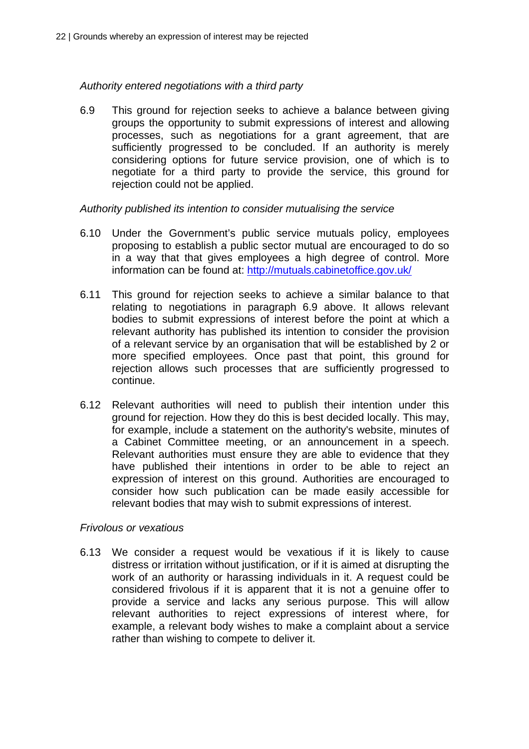*Authority entered negotiations with a third party*

6.9 This ground for rejection seeks to achieve a balance between giving groups the opportunity to submit expressions of interest and allowing processes, such as negotiations for a grant agreement, that are sufficiently progressed to be concluded. If an authority is merely considering options for future service provision, one of which is to negotiate for a third party to provide the service, this ground for rejection could not be applied.

*Authority published its intention to consider mutualising the service*

6.10 Under the Government's public service mutuals policy, employees proposing to establish a public sector mutual are encouraged to do so in a way that that gives employees a high degree of control. More information can be found at: http://mutuals.cabinetoffice.gov.uk/

6.11 This ground for rejection seeks to achieve a similar balance to that relating to negotiations in paragraph 6.9 above. It allows relevant bodies to submit expressions of interest before the point at which a relevant authority has published its intention to consider the provision of a relevant service by an organisation that will be established by 2 or more specified employees. Once past that point, this ground for rejection allows such processes that are sufficiently progressed to continue.

6.12 Relevant authorities will need to publish their intention under this ground for rejection. How they do this is best decided locally. This may, for example, include a statement on the authority's website, minutes of a Cabinet Committee meeting, or an announcement in a speech. Relevant authorities must ensure they are able to evidence that they have published their intentions in order to be able to reject an expression of interest on this ground. Authorities are encouraged to consider how such publication can be made easily accessible for relevant bodies that may wish to submit expressions of interest.

*Frivolous or vexatious*

6.13 We consider a request would be vexatious if it is likely to cause distress or irritation without justification, or if it is aimed at disrupting the work of an authority or harassing individuals in it. A request could be considered frivolous if it is apparent that it is not a genuine offer to provide a service and lacks any serious purpose. This will allow relevant authorities to reject expressions of interest where, for example, a relevant body wishes to make a complaint about a service rather than wishing to compete to deliver it.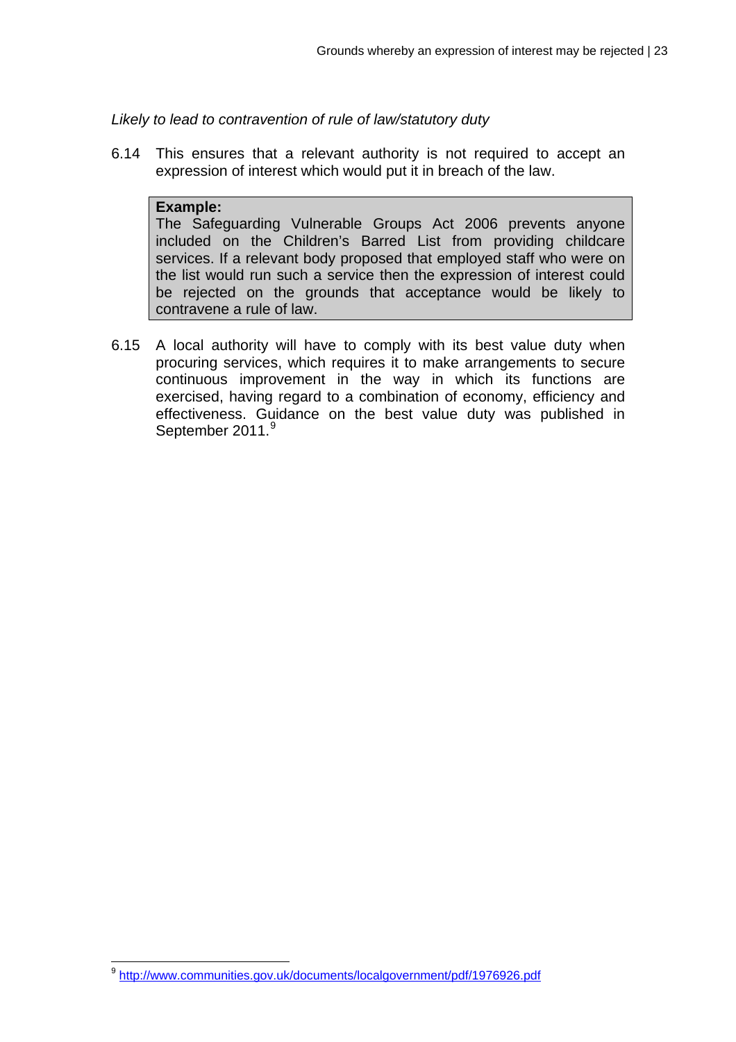*Likely to lead to contravention of rule of law/statutory duty*

6.14 This ensures that a relevant authority is not required to accept an expression of interest which would put it in breach of the law.

> **Example:**
> The Safeguarding Vulnerable Groups Act 2006 prevents anyone included on the Children's Barred List from providing childcare services. If a relevant body proposed that employed staff who were on the list would run such a service then the expression of interest could be rejected on the grounds that acceptance would be likely to contravene a rule of law.

6.15 A local authority will have to comply with its best value duty when procuring services, which requires it to make arrangements to secure continuous improvement in the way in which its functions are exercised, having regard to a combination of economy, efficiency and effectiveness. Guidance on the best value duty was published in September 2011.[9]

---

[9] http://www.communities.gov.uk/documents/localgovernment/pdf/1976926.pdf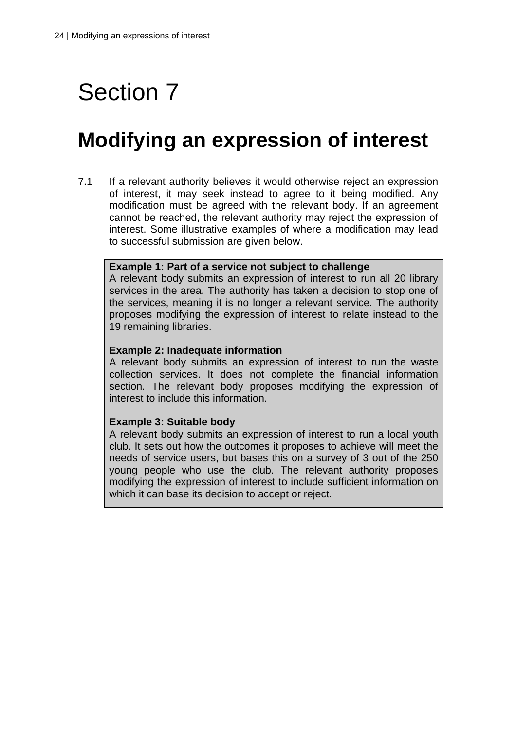# Section 7

## Modifying an expression of interest

7.1 If a relevant authority believes it would otherwise reject an expression of interest, it may seek instead to agree to it being modified. Any modification must be agreed with the relevant body. If an agreement cannot be reached, the relevant authority may reject the expression of interest. Some illustrative examples of where a modification may lead to successful submission are given below.

> **Example 1: Part of a service not subject to challenge**
> A relevant body submits an expression of interest to run all 20 library services in the area. The authority has taken a decision to stop one of the services, meaning it is no longer a relevant service. The authority proposes modifying the expression of interest to relate instead to the 19 remaining libraries.
>
> **Example 2: Inadequate information**
> A relevant body submits an expression of interest to run the waste collection services. It does not complete the financial information section. The relevant body proposes modifying the expression of interest to include this information.
>
> **Example 3: Suitable body**
> A relevant body submits an expression of interest to run a local youth club. It sets out how the outcomes it proposes to achieve will meet the needs of service users, but bases this on a survey of 3 out of the 250 young people who use the club. The relevant authority proposes modifying the expression of interest to include sufficient information on which it can base its decision to accept or reject.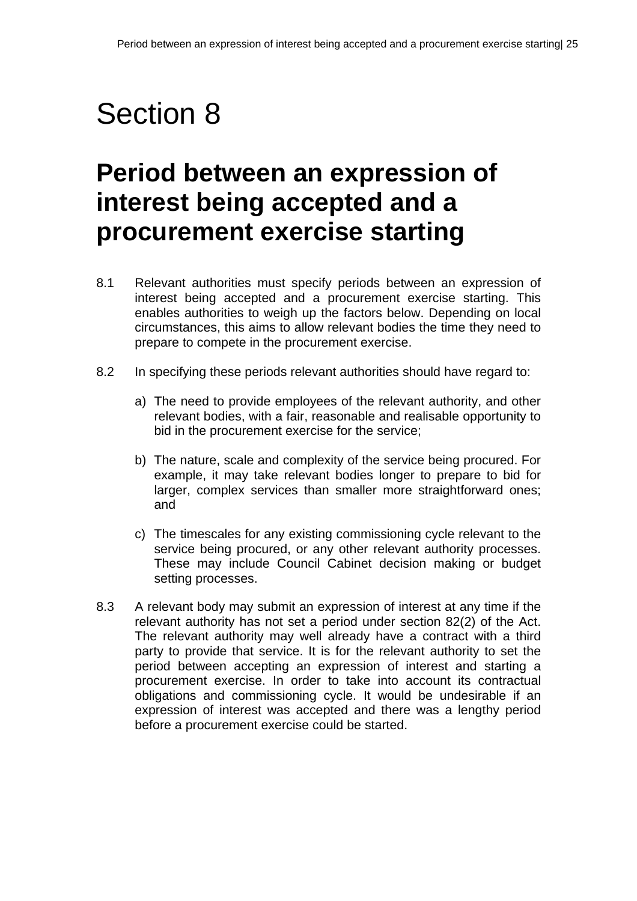# Section 8

## Period between an expression of interest being accepted and a procurement exercise starting

8.1 Relevant authorities must specify periods between an expression of interest being accepted and a procurement exercise starting. This enables authorities to weigh up the factors below. Depending on local circumstances, this aims to allow relevant bodies the time they need to prepare to compete in the procurement exercise.

8.2 In specifying these periods relevant authorities should have regard to:

a) The need to provide employees of the relevant authority, and other relevant bodies, with a fair, reasonable and realisable opportunity to bid in the procurement exercise for the service;

b) The nature, scale and complexity of the service being procured. For example, it may take relevant bodies longer to prepare to bid for larger, complex services than smaller more straightforward ones; and

c) The timescales for any existing commissioning cycle relevant to the service being procured, or any other relevant authority processes. These may include Council Cabinet decision making or budget setting processes.

8.3 A relevant body may submit an expression of interest at any time if the relevant authority has not set a period under section 82(2) of the Act. The relevant authority may well already have a contract with a third party to provide that service. It is for the relevant authority to set the period between accepting an expression of interest and starting a procurement exercise. In order to take into account its contractual obligations and commissioning cycle. It would be undesirable if an expression of interest was accepted and there was a lengthy period before a procurement exercise could be started.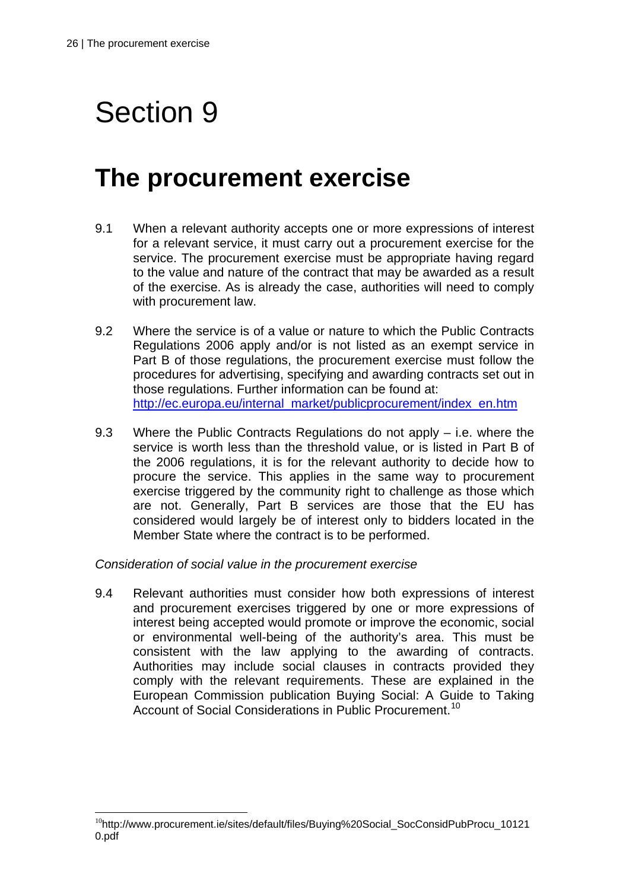# Section 9

## The procurement exercise

9.1 When a relevant authority accepts one or more expressions of interest for a relevant service, it must carry out a procurement exercise for the service. The procurement exercise must be appropriate having regard to the value and nature of the contract that may be awarded as a result of the exercise. As is already the case, authorities will need to comply with procurement law.

9.2 Where the service is of a value or nature to which the Public Contracts Regulations 2006 apply and/or is not listed as an exempt service in Part B of those regulations, the procurement exercise must follow the procedures for advertising, specifying and awarding contracts set out in those regulations. Further information can be found at: http://ec.europa.eu/internal_market/publicprocurement/index_en.htm

9.3 Where the Public Contracts Regulations do not apply – i.e. where the service is worth less than the threshold value, or is listed in Part B of the 2006 regulations, it is for the relevant authority to decide how to procure the service. This applies in the same way to procurement exercise triggered by the community right to challenge as those which are not. Generally, Part B services are those that the EU has considered would largely be of interest only to bidders located in the Member State where the contract is to be performed.

*Consideration of social value in the procurement exercise*

9.4 Relevant authorities must consider how both expressions of interest and procurement exercises triggered by one or more expressions of interest being accepted would promote or improve the economic, social or environmental well-being of the authority's area. This must be consistent with the law applying to the awarding of contracts. Authorities may include social clauses in contracts provided they comply with the relevant requirements. These are explained in the European Commission publication Buying Social: A Guide to Taking Account of Social Considerations in Public Procurement.[10]

---

[10] http://www.procurement.ie/sites/default/files/Buying%20Social_SocConsidPubProcu_101210.pdf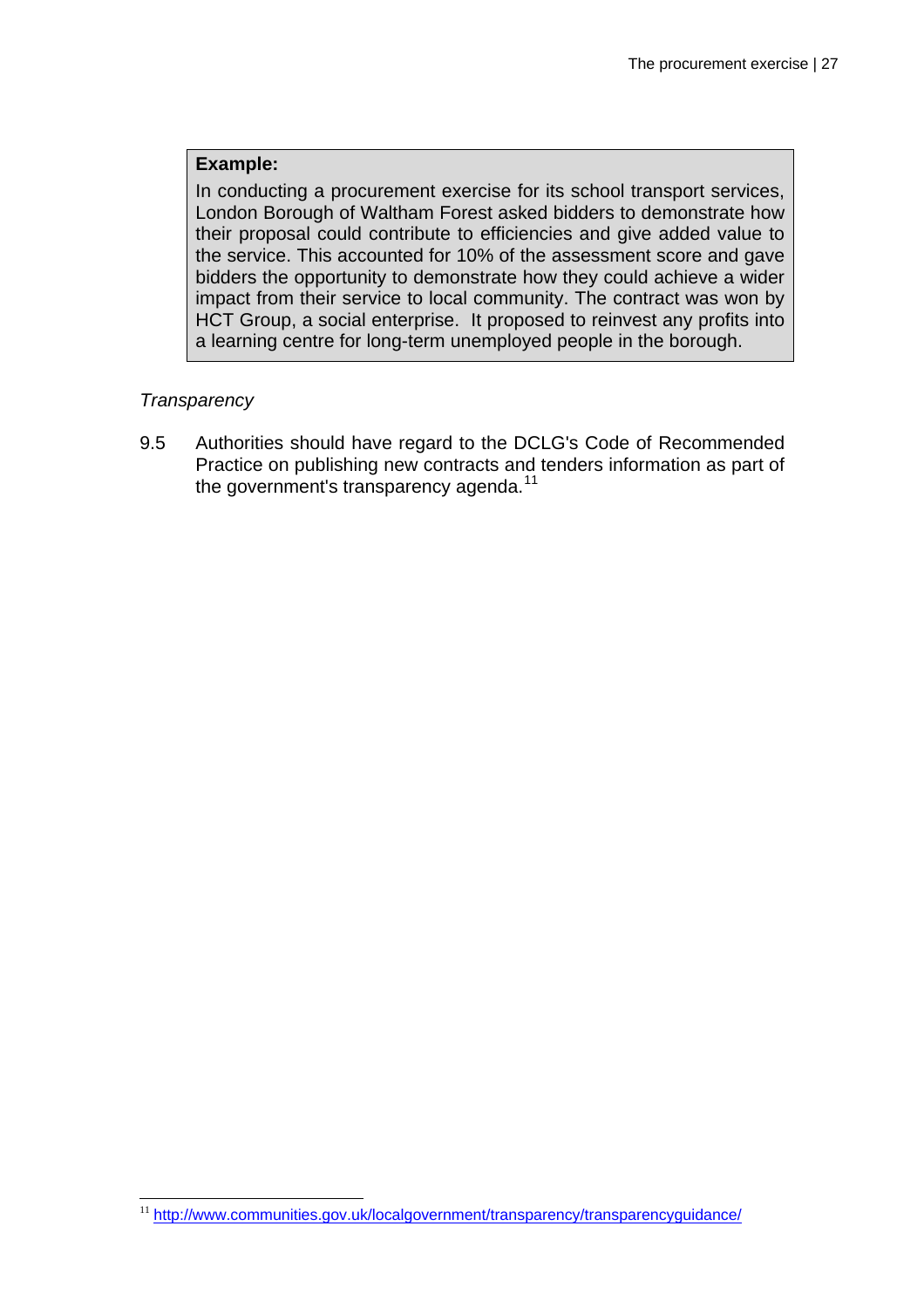> **Example:**
>
> In conducting a procurement exercise for its school transport services, London Borough of Waltham Forest asked bidders to demonstrate how their proposal could contribute to efficiencies and give added value to the service. This accounted for 10% of the assessment score and gave bidders the opportunity to demonstrate how they could achieve a wider impact from their service to local community. The contract was won by HCT Group, a social enterprise. It proposed to reinvest any profits into a learning centre for long-term unemployed people in the borough.

*Transparency*

9.5 Authorities should have regard to the DCLG's Code of Recommended Practice on publishing new contracts and tenders information as part of the government's transparency agenda.[11]

[11] http://www.communities.gov.uk/localgovernment/transparency/transparencyguidance/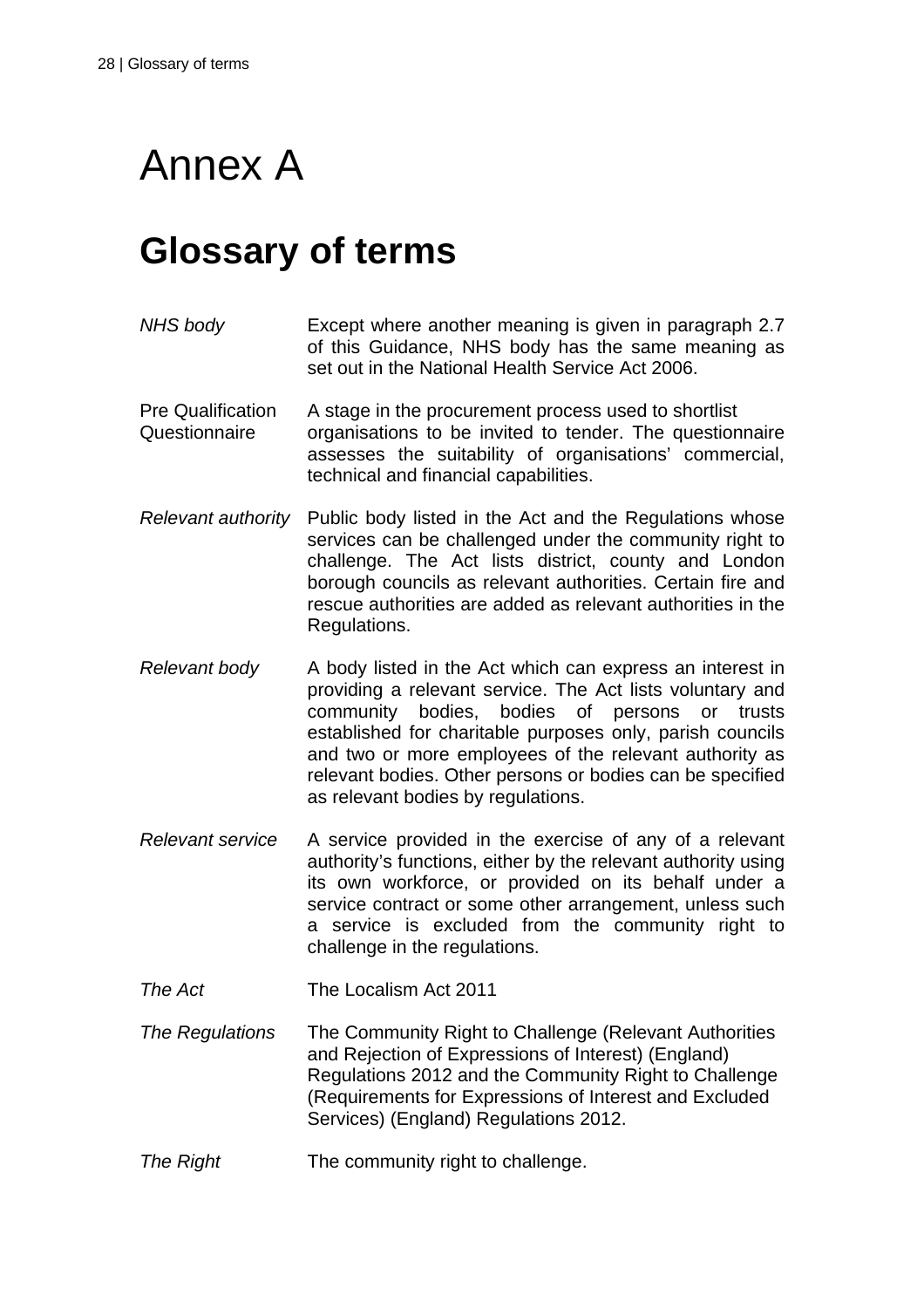# Annex A

## Glossary of terms

| | |
|---|---|
| *NHS body* | Except where another meaning is given in paragraph 2.7 of this Guidance, NHS body has the same meaning as set out in the National Health Service Act 2006. |
| Pre Qualification Questionnaire | A stage in the procurement process used to shortlist organisations to be invited to tender. The questionnaire assesses the suitability of organisations' commercial, technical and financial capabilities. |
| *Relevant authority* | Public body listed in the Act and the Regulations whose services can be challenged under the community right to challenge. The Act lists district, county and London borough councils as relevant authorities. Certain fire and rescue authorities are added as relevant authorities in the Regulations. |
| *Relevant body* | A body listed in the Act which can express an interest in providing a relevant service. The Act lists voluntary and community bodies, bodies of persons or trusts established for charitable purposes only, parish councils and two or more employees of the relevant authority as relevant bodies. Other persons or bodies can be specified as relevant bodies by regulations. |
| *Relevant service* | A service provided in the exercise of any of a relevant authority's functions, either by the relevant authority using its own workforce, or provided on its behalf under a service contract or some other arrangement, unless such a service is excluded from the community right to challenge in the regulations. |
| *The Act* | The Localism Act 2011 |
| *The Regulations* | The Community Right to Challenge (Relevant Authorities and Rejection of Expressions of Interest) (England) Regulations 2012 and the Community Right to Challenge (Requirements for Expressions of Interest and Excluded Services) (England) Regulations 2012. |
| *The Right* | The community right to challenge. |